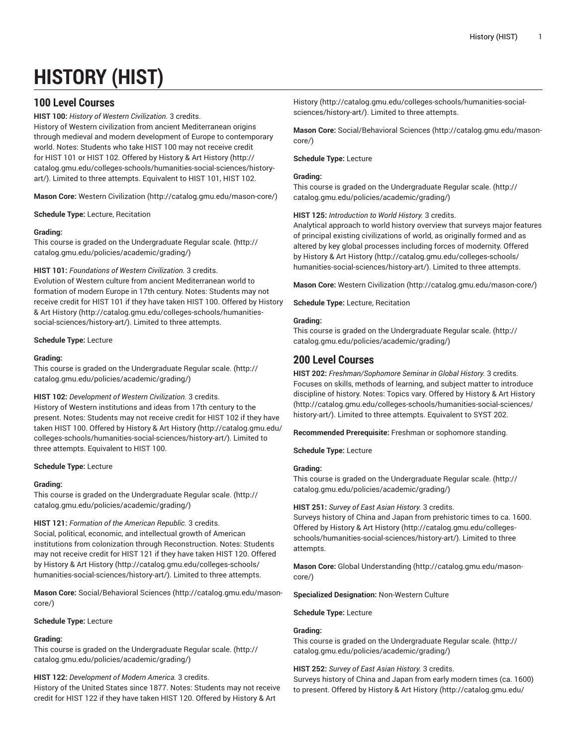# HISTORY (HIST)

## 100 Level Courses

**HIST 100:** *History of Western Civilization.* 3 credits.
History of Western civilization from ancient Mediterranean origins through medieval and modern development of Europe to contemporary world. Notes: Students who take HIST 100 may not receive credit for HIST 101 or HIST 102. Offered by History & Art History (http://catalog.gmu.edu/colleges-schools/humanities-social-sciences/history-art/). Limited to three attempts. Equivalent to HIST 101, HIST 102.

**Mason Core:** Western Civilization (http://catalog.gmu.edu/mason-core/)

**Schedule Type:** Lecture, Recitation

**Grading:**
This course is graded on the Undergraduate Regular scale. (http://catalog.gmu.edu/policies/academic/grading/)

**HIST 101:** *Foundations of Western Civilization.* 3 credits.
Evolution of Western culture from ancient Mediterranean world to formation of modern Europe in 17th century. Notes: Students may not receive credit for HIST 101 if they have taken HIST 100. Offered by History & Art History (http://catalog.gmu.edu/colleges-schools/humanities-social-sciences/history-art/). Limited to three attempts.

**Schedule Type:** Lecture

**Grading:**
This course is graded on the Undergraduate Regular scale. (http://catalog.gmu.edu/policies/academic/grading/)

**HIST 102:** *Development of Western Civilization.* 3 credits.
History of Western institutions and ideas from 17th century to the present. Notes: Students may not receive credit for HIST 102 if they have taken HIST 100. Offered by History & Art History (http://catalog.gmu.edu/colleges-schools/humanities-social-sciences/history-art/). Limited to three attempts. Equivalent to HIST 100.

**Schedule Type:** Lecture

**Grading:**
This course is graded on the Undergraduate Regular scale. (http://catalog.gmu.edu/policies/academic/grading/)

**HIST 121:** *Formation of the American Republic.* 3 credits.
Social, political, economic, and intellectual growth of American institutions from colonization through Reconstruction. Notes: Students may not receive credit for HIST 121 if they have taken HIST 120. Offered by History & Art History (http://catalog.gmu.edu/colleges-schools/humanities-social-sciences/history-art/). Limited to three attempts.

**Mason Core:** Social/Behavioral Sciences (http://catalog.gmu.edu/mason-core/)

**Schedule Type:** Lecture

**Grading:**
This course is graded on the Undergraduate Regular scale. (http://catalog.gmu.edu/policies/academic/grading/)

**HIST 122:** *Development of Modern America.* 3 credits.
History of the United States since 1877. Notes: Students may not receive credit for HIST 122 if they have taken HIST 120. Offered by History & Art History (http://catalog.gmu.edu/colleges-schools/humanities-social-sciences/history-art/). Limited to three attempts.

**Mason Core:** Social/Behavioral Sciences (http://catalog.gmu.edu/mason-core/)

**Schedule Type:** Lecture

**Grading:**
This course is graded on the Undergraduate Regular scale. (http://catalog.gmu.edu/policies/academic/grading/)

**HIST 125:** *Introduction to World History.* 3 credits.
Analytical approach to world history overview that surveys major features of principal existing civilizations of world, as originally formed and as altered by key global processes including forces of modernity. Offered by History & Art History (http://catalog.gmu.edu/colleges-schools/humanities-social-sciences/history-art/). Limited to three attempts.

**Mason Core:** Western Civilization (http://catalog.gmu.edu/mason-core/)

**Schedule Type:** Lecture, Recitation

**Grading:**
This course is graded on the Undergraduate Regular scale. (http://catalog.gmu.edu/policies/academic/grading/)

## 200 Level Courses

**HIST 202:** *Freshman/Sophomore Seminar in Global History.* 3 credits.
Focuses on skills, methods of learning, and subject matter to introduce discipline of history. Notes: Topics vary. Offered by History & Art History (http://catalog.gmu.edu/colleges-schools/humanities-social-sciences/history-art/). Limited to three attempts. Equivalent to SYST 202.

**Recommended Prerequisite:** Freshman or sophomore standing.

**Schedule Type:** Lecture

**Grading:**
This course is graded on the Undergraduate Regular scale. (http://catalog.gmu.edu/policies/academic/grading/)

**HIST 251:** *Survey of East Asian History.* 3 credits.
Surveys history of China and Japan from prehistoric times to ca. 1600. Offered by History & Art History (http://catalog.gmu.edu/colleges-schools/humanities-social-sciences/history-art/). Limited to three attempts.

**Mason Core:** Global Understanding (http://catalog.gmu.edu/mason-core/)

**Specialized Designation:** Non-Western Culture

**Schedule Type:** Lecture

**Grading:**
This course is graded on the Undergraduate Regular scale. (http://catalog.gmu.edu/policies/academic/grading/)

**HIST 252:** *Survey of East Asian History.* 3 credits.
Surveys history of China and Japan from early modern times (ca. 1600) to present. Offered by History & Art History (http://catalog.gmu.edu/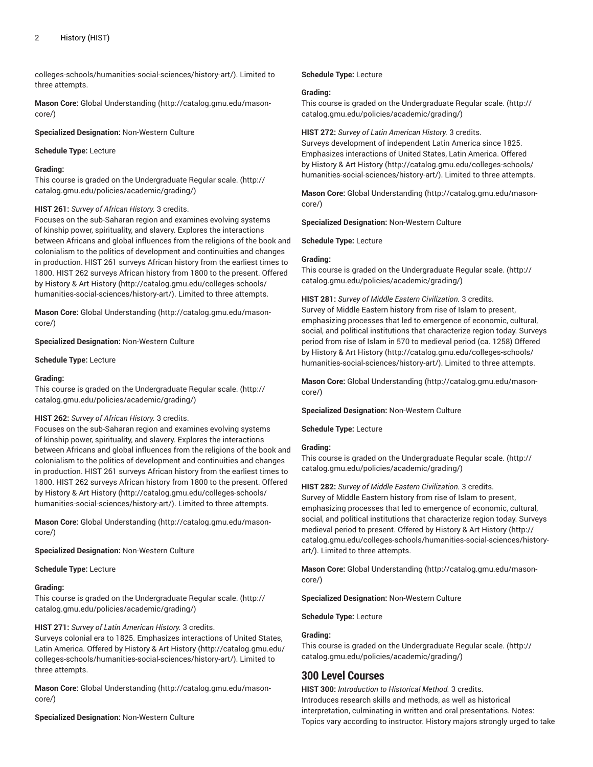colleges-schools/humanities-social-sciences/history-art/). Limited to three attempts.

**Mason Core:** Global Understanding (http://catalog.gmu.edu/mason-core/)

**Specialized Designation:** Non-Western Culture

**Schedule Type:** Lecture

**Grading:**
This course is graded on the Undergraduate Regular scale. (http://catalog.gmu.edu/policies/academic/grading/)

**HIST 261:** *Survey of African History.* 3 credits.
Focuses on the sub-Saharan region and examines evolving systems of kinship power, spirituality, and slavery. Explores the interactions between Africans and global influences from the religions of the book and colonialism to the politics of development and continuities and changes in production. HIST 261 surveys African history from the earliest times to 1800. HIST 262 surveys African history from 1800 to the present. Offered by History & Art History (http://catalog.gmu.edu/colleges-schools/humanities-social-sciences/history-art/). Limited to three attempts.

**Mason Core:** Global Understanding (http://catalog.gmu.edu/mason-core/)

**Specialized Designation:** Non-Western Culture

**Schedule Type:** Lecture

**Grading:**
This course is graded on the Undergraduate Regular scale. (http://catalog.gmu.edu/policies/academic/grading/)

**HIST 262:** *Survey of African History.* 3 credits.
Focuses on the sub-Saharan region and examines evolving systems of kinship power, spirituality, and slavery. Explores the interactions between Africans and global influences from the religions of the book and colonialism to the politics of development and continuities and changes in production. HIST 261 surveys African history from the earliest times to 1800. HIST 262 surveys African history from 1800 to the present. Offered by History & Art History (http://catalog.gmu.edu/colleges-schools/humanities-social-sciences/history-art/). Limited to three attempts.

**Mason Core:** Global Understanding (http://catalog.gmu.edu/mason-core/)

**Specialized Designation:** Non-Western Culture

**Schedule Type:** Lecture

**Grading:**
This course is graded on the Undergraduate Regular scale. (http://catalog.gmu.edu/policies/academic/grading/)

**HIST 271:** *Survey of Latin American History.* 3 credits.
Surveys colonial era to 1825. Emphasizes interactions of United States, Latin America. Offered by History & Art History (http://catalog.gmu.edu/colleges-schools/humanities-social-sciences/history-art/). Limited to three attempts.

**Mason Core:** Global Understanding (http://catalog.gmu.edu/mason-core/)

**Specialized Designation:** Non-Western Culture

**Schedule Type:** Lecture

**Grading:**
This course is graded on the Undergraduate Regular scale. (http://catalog.gmu.edu/policies/academic/grading/)

**HIST 272:** *Survey of Latin American History.* 3 credits.
Surveys development of independent Latin America since 1825. Emphasizes interactions of United States, Latin America. Offered by History & Art History (http://catalog.gmu.edu/colleges-schools/humanities-social-sciences/history-art/). Limited to three attempts.

**Mason Core:** Global Understanding (http://catalog.gmu.edu/mason-core/)

**Specialized Designation:** Non-Western Culture

**Schedule Type:** Lecture

**Grading:**
This course is graded on the Undergraduate Regular scale. (http://catalog.gmu.edu/policies/academic/grading/)

**HIST 281:** *Survey of Middle Eastern Civilization.* 3 credits.
Survey of Middle Eastern history from rise of Islam to present, emphasizing processes that led to emergence of economic, cultural, social, and political institutions that characterize region today. Surveys period from rise of Islam in 570 to medieval period (ca. 1258) Offered by History & Art History (http://catalog.gmu.edu/colleges-schools/humanities-social-sciences/history-art/). Limited to three attempts.

**Mason Core:** Global Understanding (http://catalog.gmu.edu/mason-core/)

**Specialized Designation:** Non-Western Culture

**Schedule Type:** Lecture

**Grading:**
This course is graded on the Undergraduate Regular scale. (http://catalog.gmu.edu/policies/academic/grading/)

**HIST 282:** *Survey of Middle Eastern Civilization.* 3 credits.
Survey of Middle Eastern history from rise of Islam to present, emphasizing processes that led to emergence of economic, cultural, social, and political institutions that characterize region today. Surveys medieval period to present. Offered by History & Art History (http://catalog.gmu.edu/colleges-schools/humanities-social-sciences/history-art/). Limited to three attempts.

**Mason Core:** Global Understanding (http://catalog.gmu.edu/mason-core/)

**Specialized Designation:** Non-Western Culture

**Schedule Type:** Lecture

**Grading:**
This course is graded on the Undergraduate Regular scale. (http://catalog.gmu.edu/policies/academic/grading/)

## 300 Level Courses

**HIST 300:** *Introduction to Historical Method.* 3 credits.
Introduces research skills and methods, as well as historical interpretation, culminating in written and oral presentations. Notes: Topics vary according to instructor. History majors strongly urged to take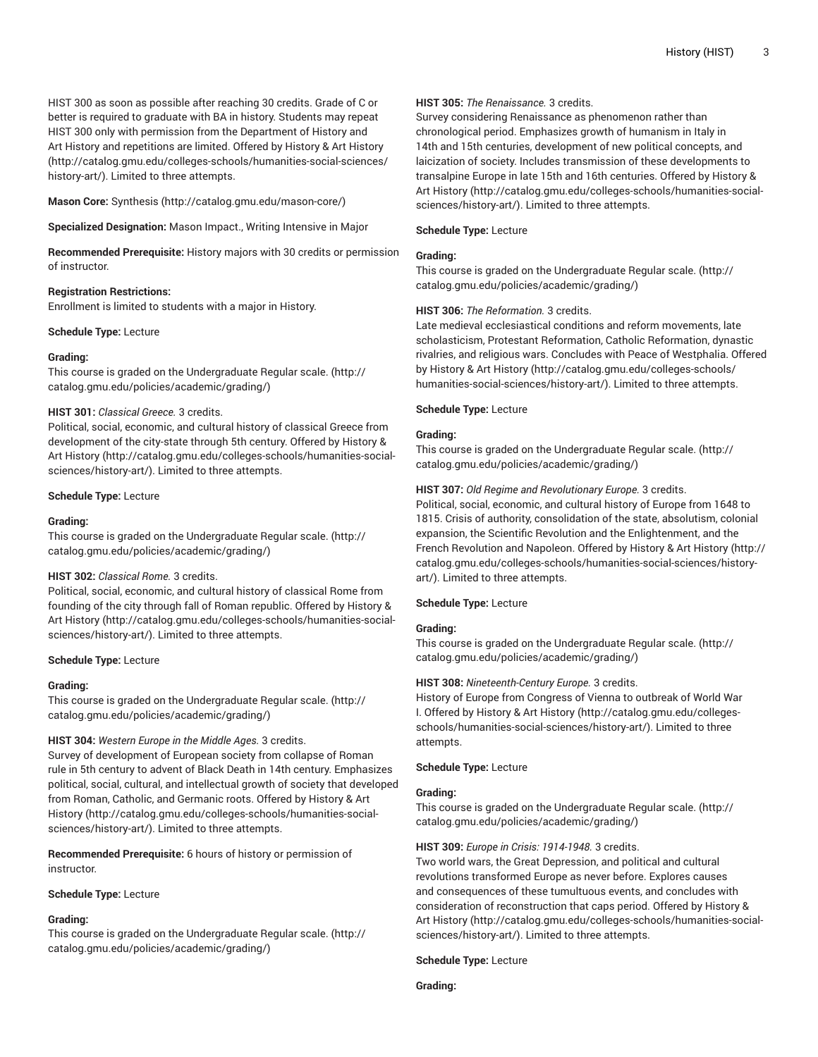HIST 300 as soon as possible after reaching 30 credits. Grade of C or better is required to graduate with BA in history. Students may repeat HIST 300 only with permission from the Department of History and Art History and repetitions are limited. Offered by History & Art History (http://catalog.gmu.edu/colleges-schools/humanities-social-sciences/history-art/). Limited to three attempts.

**Mason Core:** Synthesis (http://catalog.gmu.edu/mason-core/)

**Specialized Designation:** Mason Impact., Writing Intensive in Major

**Recommended Prerequisite:** History majors with 30 credits or permission of instructor.

**Registration Restrictions:**
Enrollment is limited to students with a major in History.

**Schedule Type:** Lecture

**Grading:**
This course is graded on the Undergraduate Regular scale. (http://catalog.gmu.edu/policies/academic/grading/)

**HIST 301:** *Classical Greece.* 3 credits.
Political, social, economic, and cultural history of classical Greece from development of the city-state through 5th century. Offered by History & Art History (http://catalog.gmu.edu/colleges-schools/humanities-social-sciences/history-art/). Limited to three attempts.

**Schedule Type:** Lecture

**Grading:**
This course is graded on the Undergraduate Regular scale. (http://catalog.gmu.edu/policies/academic/grading/)

**HIST 302:** *Classical Rome.* 3 credits.
Political, social, economic, and cultural history of classical Rome from founding of the city through fall of Roman republic. Offered by History & Art History (http://catalog.gmu.edu/colleges-schools/humanities-social-sciences/history-art/). Limited to three attempts.

**Schedule Type:** Lecture

**Grading:**
This course is graded on the Undergraduate Regular scale. (http://catalog.gmu.edu/policies/academic/grading/)

**HIST 304:** *Western Europe in the Middle Ages.* 3 credits.
Survey of development of European society from collapse of Roman rule in 5th century to advent of Black Death in 14th century. Emphasizes political, social, cultural, and intellectual growth of society that developed from Roman, Catholic, and Germanic roots. Offered by History & Art History (http://catalog.gmu.edu/colleges-schools/humanities-social-sciences/history-art/). Limited to three attempts.

**Recommended Prerequisite:** 6 hours of history or permission of instructor.

**Schedule Type:** Lecture

**Grading:**
This course is graded on the Undergraduate Regular scale. (http://catalog.gmu.edu/policies/academic/grading/)

**HIST 305:** *The Renaissance.* 3 credits.
Survey considering Renaissance as phenomenon rather than chronological period. Emphasizes growth of humanism in Italy in 14th and 15th centuries, development of new political concepts, and laicization of society. Includes transmission of these developments to transalpine Europe in late 15th and 16th centuries. Offered by History & Art History (http://catalog.gmu.edu/colleges-schools/humanities-social-sciences/history-art/). Limited to three attempts.

**Schedule Type:** Lecture

**Grading:**
This course is graded on the Undergraduate Regular scale. (http://catalog.gmu.edu/policies/academic/grading/)

**HIST 306:** *The Reformation.* 3 credits.
Late medieval ecclesiastical conditions and reform movements, late scholasticism, Protestant Reformation, Catholic Reformation, dynastic rivalries, and religious wars. Concludes with Peace of Westphalia. Offered by History & Art History (http://catalog.gmu.edu/colleges-schools/humanities-social-sciences/history-art/). Limited to three attempts.

**Schedule Type:** Lecture

**Grading:**
This course is graded on the Undergraduate Regular scale. (http://catalog.gmu.edu/policies/academic/grading/)

**HIST 307:** *Old Regime and Revolutionary Europe.* 3 credits.
Political, social, economic, and cultural history of Europe from 1648 to 1815. Crisis of authority, consolidation of the state, absolutism, colonial expansion, the Scientific Revolution and the Enlightenment, and the French Revolution and Napoleon. Offered by History & Art History (http://catalog.gmu.edu/colleges-schools/humanities-social-sciences/history-art/). Limited to three attempts.

**Schedule Type:** Lecture

**Grading:**
This course is graded on the Undergraduate Regular scale. (http://catalog.gmu.edu/policies/academic/grading/)

**HIST 308:** *Nineteenth-Century Europe.* 3 credits.
History of Europe from Congress of Vienna to outbreak of World War I. Offered by History & Art History (http://catalog.gmu.edu/colleges-schools/humanities-social-sciences/history-art/). Limited to three attempts.

**Schedule Type:** Lecture

**Grading:**
This course is graded on the Undergraduate Regular scale. (http://catalog.gmu.edu/policies/academic/grading/)

**HIST 309:** *Europe in Crisis: 1914-1948.* 3 credits.
Two world wars, the Great Depression, and political and cultural revolutions transformed Europe as never before. Explores causes and consequences of these tumultuous events, and concludes with consideration of reconstruction that caps period. Offered by History & Art History (http://catalog.gmu.edu/colleges-schools/humanities-social-sciences/history-art/). Limited to three attempts.

**Schedule Type:** Lecture

**Grading:**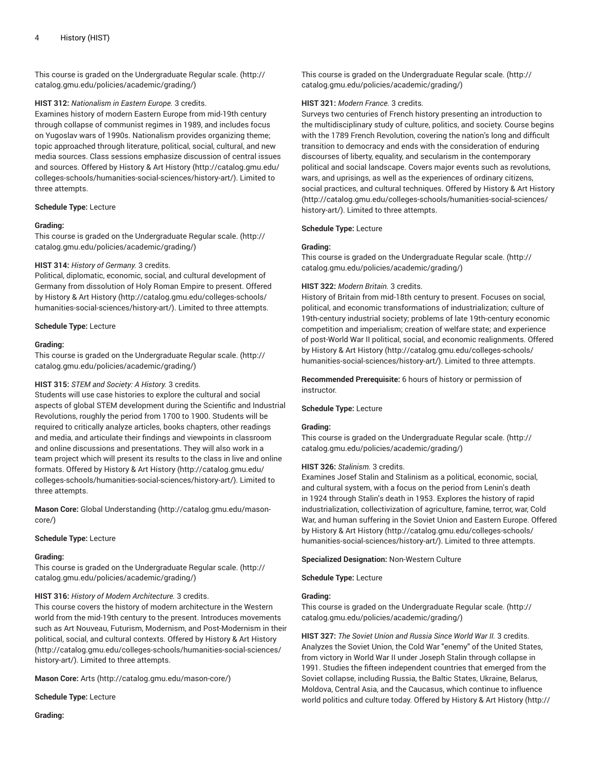This course is graded on the Undergraduate Regular scale. (http://catalog.gmu.edu/policies/academic/grading/)

**HIST 312:** *Nationalism in Eastern Europe.* 3 credits.
Examines history of modern Eastern Europe from mid-19th century through collapse of communist regimes in 1989, and includes focus on Yugoslav wars of 1990s. Nationalism provides organizing theme; topic approached through literature, political, social, cultural, and new media sources. Class sessions emphasize discussion of central issues and sources. Offered by History & Art History (http://catalog.gmu.edu/colleges-schools/humanities-social-sciences/history-art/). Limited to three attempts.

**Schedule Type:** Lecture

**Grading:**
This course is graded on the Undergraduate Regular scale. (http://catalog.gmu.edu/policies/academic/grading/)

**HIST 314:** *History of Germany.* 3 credits.
Political, diplomatic, economic, social, and cultural development of Germany from dissolution of Holy Roman Empire to present. Offered by History & Art History (http://catalog.gmu.edu/colleges-schools/humanities-social-sciences/history-art/). Limited to three attempts.

**Schedule Type:** Lecture

**Grading:**
This course is graded on the Undergraduate Regular scale. (http://catalog.gmu.edu/policies/academic/grading/)

**HIST 315:** *STEM and Society: A History.* 3 credits.
Students will use case histories to explore the cultural and social aspects of global STEM development during the Scientific and Industrial Revolutions, roughly the period from 1700 to 1900. Students will be required to critically analyze articles, books chapters, other readings and media, and articulate their findings and viewpoints in classroom and online discussions and presentations. They will also work in a team project which will present its results to the class in live and online formats. Offered by History & Art History (http://catalog.gmu.edu/colleges-schools/humanities-social-sciences/history-art/). Limited to three attempts.

**Mason Core:** Global Understanding (http://catalog.gmu.edu/mason-core/)

**Schedule Type:** Lecture

**Grading:**
This course is graded on the Undergraduate Regular scale. (http://catalog.gmu.edu/policies/academic/grading/)

**HIST 316:** *History of Modern Architecture.* 3 credits.
This course covers the history of modern architecture in the Western world from the mid-19th century to the present. Introduces movements such as Art Nouveau, Futurism, Modernism, and Post-Modernism in their political, social, and cultural contexts. Offered by History & Art History (http://catalog.gmu.edu/colleges-schools/humanities-social-sciences/history-art/). Limited to three attempts.

**Mason Core:** Arts (http://catalog.gmu.edu/mason-core/)

**Schedule Type:** Lecture

**Grading:**
This course is graded on the Undergraduate Regular scale. (http://catalog.gmu.edu/policies/academic/grading/)

**HIST 321:** *Modern France.* 3 credits.
Surveys two centuries of French history presenting an introduction to the multidisciplinary study of culture, politics, and society. Course begins with the 1789 French Revolution, covering the nation's long and difficult transition to democracy and ends with the consideration of enduring discourses of liberty, equality, and secularism in the contemporary political and social landscape. Covers major events such as revolutions, wars, and uprisings, as well as the experiences of ordinary citizens, social practices, and cultural techniques. Offered by History & Art History (http://catalog.gmu.edu/colleges-schools/humanities-social-sciences/history-art/). Limited to three attempts.

**Schedule Type:** Lecture

**Grading:**
This course is graded on the Undergraduate Regular scale. (http://catalog.gmu.edu/policies/academic/grading/)

**HIST 322:** *Modern Britain.* 3 credits.
History of Britain from mid-18th century to present. Focuses on social, political, and economic transformations of industrialization; culture of 19th-century industrial society; problems of late 19th-century economic competition and imperialism; creation of welfare state; and experience of post-World War II political, social, and economic realignments. Offered by History & Art History (http://catalog.gmu.edu/colleges-schools/humanities-social-sciences/history-art/). Limited to three attempts.

**Recommended Prerequisite:** 6 hours of history or permission of instructor.

**Schedule Type:** Lecture

**Grading:**
This course is graded on the Undergraduate Regular scale. (http://catalog.gmu.edu/policies/academic/grading/)

**HIST 326:** *Stalinism.* 3 credits.
Examines Josef Stalin and Stalinism as a political, economic, social, and cultural system, with a focus on the period from Lenin's death in 1924 through Stalin's death in 1953. Explores the history of rapid industrialization, collectivization of agriculture, famine, terror, war, Cold War, and human suffering in the Soviet Union and Eastern Europe. Offered by History & Art History (http://catalog.gmu.edu/colleges-schools/humanities-social-sciences/history-art/). Limited to three attempts.

**Specialized Designation:** Non-Western Culture

**Schedule Type:** Lecture

**Grading:**
This course is graded on the Undergraduate Regular scale. (http://catalog.gmu.edu/policies/academic/grading/)

**HIST 327:** *The Soviet Union and Russia Since World War II.* 3 credits.
Analyzes the Soviet Union, the Cold War "enemy" of the United States, from victory in World War II under Joseph Stalin through collapse in 1991. Studies the fifteen independent countries that emerged from the Soviet collapse, including Russia, the Baltic States, Ukraine, Belarus, Moldova, Central Asia, and the Caucasus, which continue to influence world politics and culture today. Offered by History & Art History (http://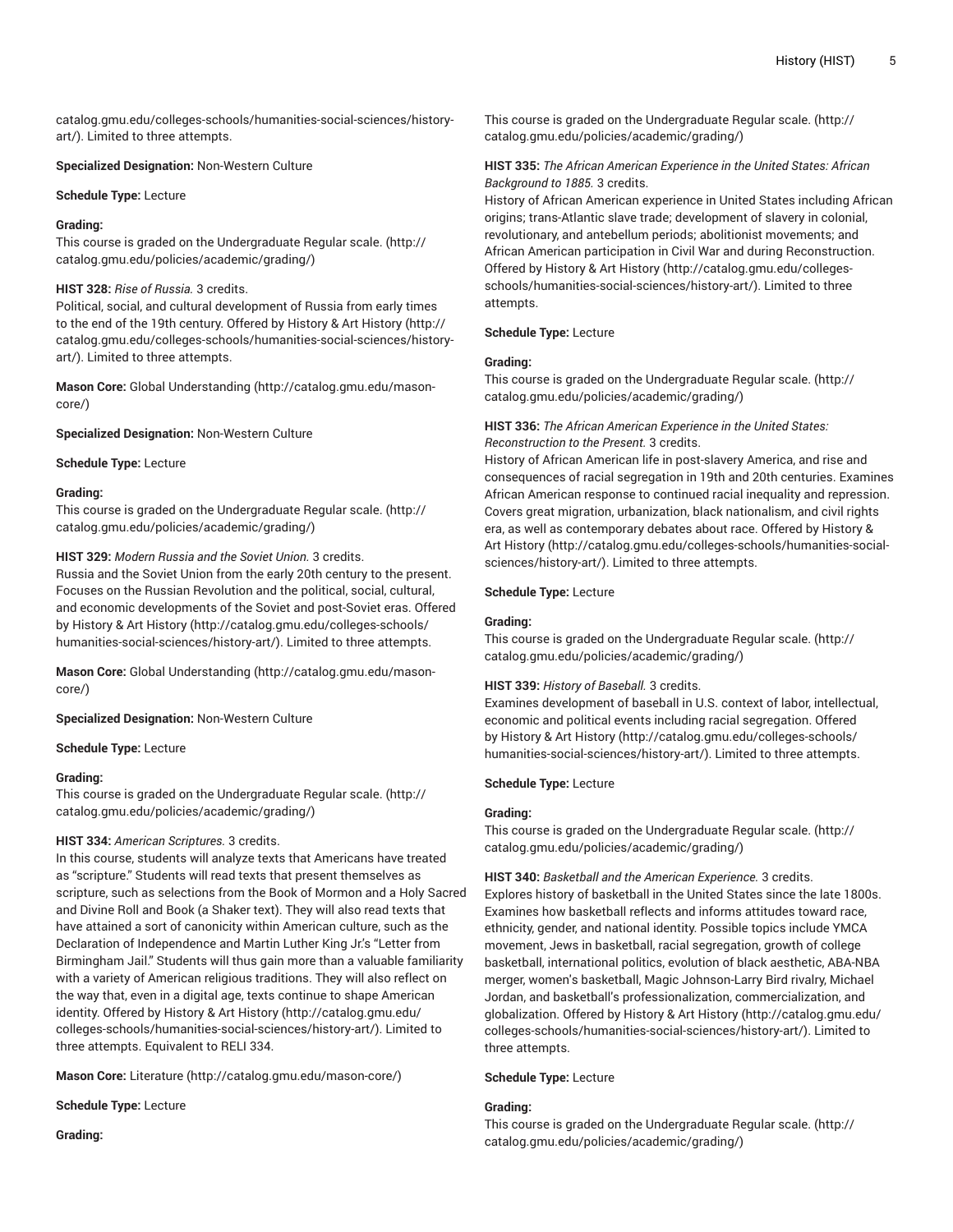catalog.gmu.edu/colleges-schools/humanities-social-sciences/history-art/). Limited to three attempts.

**Specialized Designation:** Non-Western Culture

**Schedule Type:** Lecture

**Grading:**
This course is graded on the Undergraduate Regular scale. (http://catalog.gmu.edu/policies/academic/grading/)

**HIST 328:** *Rise of Russia.* 3 credits.
Political, social, and cultural development of Russia from early times to the end of the 19th century. Offered by History & Art History (http://catalog.gmu.edu/colleges-schools/humanities-social-sciences/history-art/). Limited to three attempts.

**Mason Core:** Global Understanding (http://catalog.gmu.edu/mason-core/)

**Specialized Designation:** Non-Western Culture

**Schedule Type:** Lecture

**Grading:**
This course is graded on the Undergraduate Regular scale. (http://catalog.gmu.edu/policies/academic/grading/)

**HIST 329:** *Modern Russia and the Soviet Union.* 3 credits.
Russia and the Soviet Union from the early 20th century to the present. Focuses on the Russian Revolution and the political, social, cultural, and economic developments of the Soviet and post-Soviet eras. Offered by History & Art History (http://catalog.gmu.edu/colleges-schools/humanities-social-sciences/history-art/). Limited to three attempts.

**Mason Core:** Global Understanding (http://catalog.gmu.edu/mason-core/)

**Specialized Designation:** Non-Western Culture

**Schedule Type:** Lecture

**Grading:**
This course is graded on the Undergraduate Regular scale. (http://catalog.gmu.edu/policies/academic/grading/)

**HIST 334:** *American Scriptures.* 3 credits.
In this course, students will analyze texts that Americans have treated as "scripture." Students will read texts that present themselves as scripture, such as selections from the Book of Mormon and a Holy Sacred and Divine Roll and Book (a Shaker text). They will also read texts that have attained a sort of canonicity within American culture, such as the Declaration of Independence and Martin Luther King Jr.'s "Letter from Birmingham Jail." Students will thus gain more than a valuable familiarity with a variety of American religious traditions. They will also reflect on the way that, even in a digital age, texts continue to shape American identity. Offered by History & Art History (http://catalog.gmu.edu/colleges-schools/humanities-social-sciences/history-art/). Limited to three attempts. Equivalent to RELI 334.

**Mason Core:** Literature (http://catalog.gmu.edu/mason-core/)

**Schedule Type:** Lecture

**Grading:**
This course is graded on the Undergraduate Regular scale. (http://catalog.gmu.edu/policies/academic/grading/)

**HIST 335:** *The African American Experience in the United States: African Background to 1885.* 3 credits.
History of African American experience in United States including African origins; trans-Atlantic slave trade; development of slavery in colonial, revolutionary, and antebellum periods; abolitionist movements; and African American participation in Civil War and during Reconstruction. Offered by History & Art History (http://catalog.gmu.edu/colleges-schools/humanities-social-sciences/history-art/). Limited to three attempts.

**Schedule Type:** Lecture

**Grading:**
This course is graded on the Undergraduate Regular scale. (http://catalog.gmu.edu/policies/academic/grading/)

**HIST 336:** *The African American Experience in the United States: Reconstruction to the Present.* 3 credits.
History of African American life in post-slavery America, and rise and consequences of racial segregation in 19th and 20th centuries. Examines African American response to continued racial inequality and repression. Covers great migration, urbanization, black nationalism, and civil rights era, as well as contemporary debates about race. Offered by History & Art History (http://catalog.gmu.edu/colleges-schools/humanities-social-sciences/history-art/). Limited to three attempts.

**Schedule Type:** Lecture

**Grading:**
This course is graded on the Undergraduate Regular scale. (http://catalog.gmu.edu/policies/academic/grading/)

**HIST 339:** *History of Baseball.* 3 credits.
Examines development of baseball in U.S. context of labor, intellectual, economic and political events including racial segregation. Offered by History & Art History (http://catalog.gmu.edu/colleges-schools/humanities-social-sciences/history-art/). Limited to three attempts.

**Schedule Type:** Lecture

**Grading:**
This course is graded on the Undergraduate Regular scale. (http://catalog.gmu.edu/policies/academic/grading/)

**HIST 340:** *Basketball and the American Experience.* 3 credits.
Explores history of basketball in the United States since the late 1800s. Examines how basketball reflects and informs attitudes toward race, ethnicity, gender, and national identity. Possible topics include YMCA movement, Jews in basketball, racial segregation, growth of college basketball, international politics, evolution of black aesthetic, ABA-NBA merger, women's basketball, Magic Johnson-Larry Bird rivalry, Michael Jordan, and basketball's professionalization, commercialization, and globalization. Offered by History & Art History (http://catalog.gmu.edu/colleges-schools/humanities-social-sciences/history-art/). Limited to three attempts.

**Schedule Type:** Lecture

**Grading:**
This course is graded on the Undergraduate Regular scale. (http://catalog.gmu.edu/policies/academic/grading/)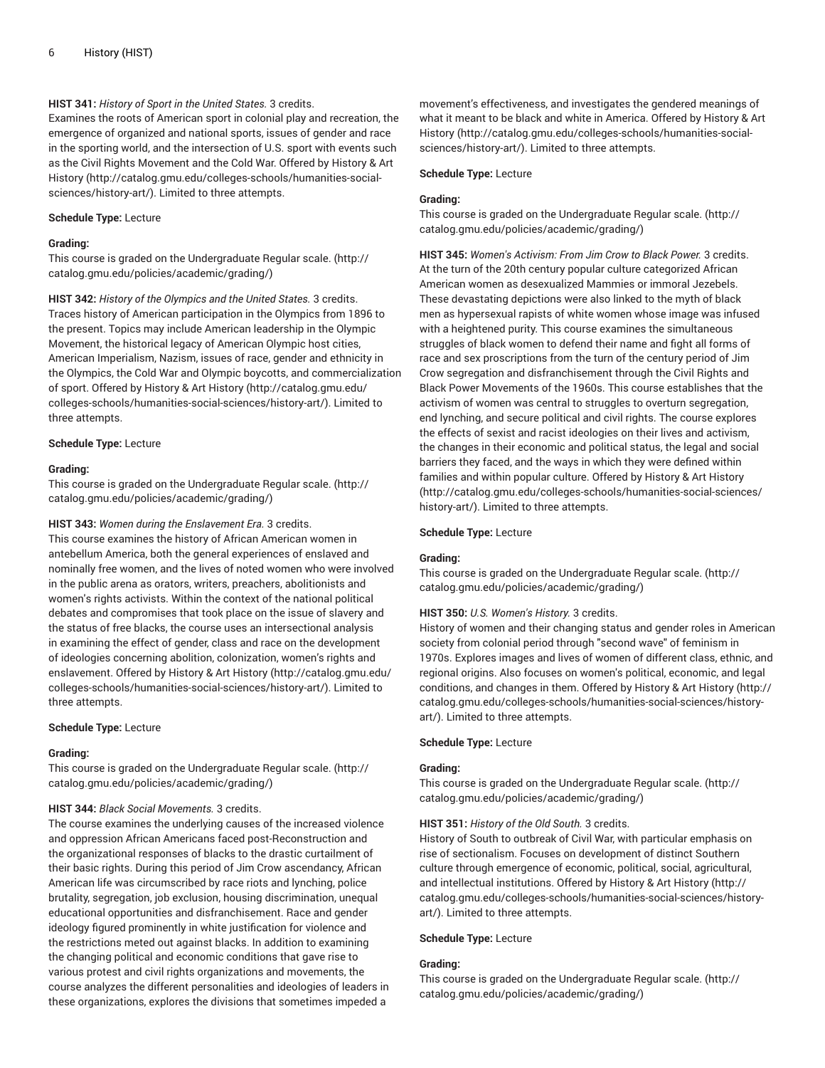**HIST 341:** *History of Sport in the United States.* 3 credits.
Examines the roots of American sport in colonial play and recreation, the emergence of organized and national sports, issues of gender and race in the sporting world, and the intersection of U.S. sport with events such as the Civil Rights Movement and the Cold War. Offered by History & Art History (http://catalog.gmu.edu/colleges-schools/humanities-social-sciences/history-art/). Limited to three attempts.

**Schedule Type:** Lecture

**Grading:**
This course is graded on the Undergraduate Regular scale. (http://catalog.gmu.edu/policies/academic/grading/)

**HIST 342:** *History of the Olympics and the United States.* 3 credits.
Traces history of American participation in the Olympics from 1896 to the present. Topics may include American leadership in the Olympic Movement, the historical legacy of American Olympic host cities, American Imperialism, Nazism, issues of race, gender and ethnicity in the Olympics, the Cold War and Olympic boycotts, and commercialization of sport. Offered by History & Art History (http://catalog.gmu.edu/colleges-schools/humanities-social-sciences/history-art/). Limited to three attempts.

**Schedule Type:** Lecture

**Grading:**
This course is graded on the Undergraduate Regular scale. (http://catalog.gmu.edu/policies/academic/grading/)

**HIST 343:** *Women during the Enslavement Era.* 3 credits.
This course examines the history of African American women in antebellum America, both the general experiences of enslaved and nominally free women, and the lives of noted women who were involved in the public arena as orators, writers, preachers, abolitionists and women's rights activists. Within the context of the national political debates and compromises that took place on the issue of slavery and the status of free blacks, the course uses an intersectional analysis in examining the effect of gender, class and race on the development of ideologies concerning abolition, colonization, women's rights and enslavement. Offered by History & Art History (http://catalog.gmu.edu/colleges-schools/humanities-social-sciences/history-art/). Limited to three attempts.

**Schedule Type:** Lecture

**Grading:**
This course is graded on the Undergraduate Regular scale. (http://catalog.gmu.edu/policies/academic/grading/)

**HIST 344:** *Black Social Movements.* 3 credits.
The course examines the underlying causes of the increased violence and oppression African Americans faced post-Reconstruction and the organizational responses of blacks to the drastic curtailment of their basic rights. During this period of Jim Crow ascendancy, African American life was circumscribed by race riots and lynching, police brutality, segregation, job exclusion, housing discrimination, unequal educational opportunities and disfranchisement. Race and gender ideology figured prominently in white justification for violence and the restrictions meted out against blacks. In addition to examining the changing political and economic conditions that gave rise to various protest and civil rights organizations and movements, the course analyzes the different personalities and ideologies of leaders in these organizations, explores the divisions that sometimes impeded a movement's effectiveness, and investigates the gendered meanings of what it meant to be black and white in America. Offered by History & Art History (http://catalog.gmu.edu/colleges-schools/humanities-social-sciences/history-art/). Limited to three attempts.

**Schedule Type:** Lecture

**Grading:**
This course is graded on the Undergraduate Regular scale. (http://catalog.gmu.edu/policies/academic/grading/)

**HIST 345:** *Women's Activism: From Jim Crow to Black Power.* 3 credits.
At the turn of the 20th century popular culture categorized African American women as desexualized Mammies or immoral Jezebels. These devastating depictions were also linked to the myth of black men as hypersexual rapists of white women whose image was infused with a heightened purity. This course examines the simultaneous struggles of black women to defend their name and fight all forms of race and sex proscriptions from the turn of the century period of Jim Crow segregation and disfranchisement through the Civil Rights and Black Power Movements of the 1960s. This course establishes that the activism of women was central to struggles to overturn segregation, end lynching, and secure political and civil rights. The course explores the effects of sexist and racist ideologies on their lives and activism, the changes in their economic and political status, the legal and social barriers they faced, and the ways in which they were defined within families and within popular culture. Offered by History & Art History (http://catalog.gmu.edu/colleges-schools/humanities-social-sciences/history-art/). Limited to three attempts.

**Schedule Type:** Lecture

**Grading:**
This course is graded on the Undergraduate Regular scale. (http://catalog.gmu.edu/policies/academic/grading/)

**HIST 350:** *U.S. Women's History.* 3 credits.
History of women and their changing status and gender roles in American society from colonial period through "second wave" of feminism in 1970s. Explores images and lives of women of different class, ethnic, and regional origins. Also focuses on women's political, economic, and legal conditions, and changes in them. Offered by History & Art History (http://catalog.gmu.edu/colleges-schools/humanities-social-sciences/history-art/). Limited to three attempts.

**Schedule Type:** Lecture

**Grading:**
This course is graded on the Undergraduate Regular scale. (http://catalog.gmu.edu/policies/academic/grading/)

**HIST 351:** *History of the Old South.* 3 credits.
History of South to outbreak of Civil War, with particular emphasis on rise of sectionalism. Focuses on development of distinct Southern culture through emergence of economic, political, social, agricultural, and intellectual institutions. Offered by History & Art History (http://catalog.gmu.edu/colleges-schools/humanities-social-sciences/history-art/). Limited to three attempts.

**Schedule Type:** Lecture

**Grading:**
This course is graded on the Undergraduate Regular scale. (http://catalog.gmu.edu/policies/academic/grading/)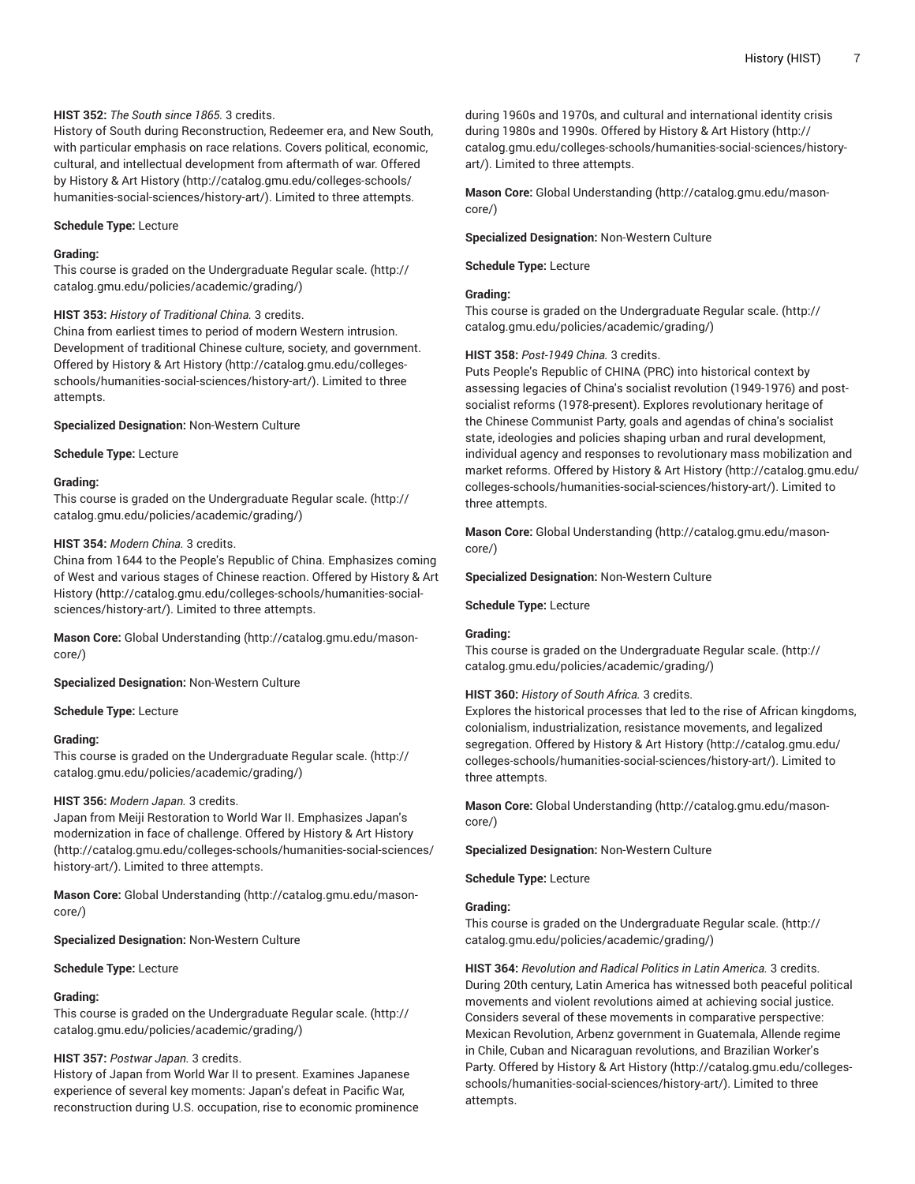**HIST 352:** *The South since 1865.* 3 credits.
History of South during Reconstruction, Redeemer era, and New South, with particular emphasis on race relations. Covers political, economic, cultural, and intellectual development from aftermath of war. Offered by History & Art History (http://catalog.gmu.edu/colleges-schools/humanities-social-sciences/history-art/). Limited to three attempts.

**Schedule Type:** Lecture

**Grading:**
This course is graded on the Undergraduate Regular scale. (http://catalog.gmu.edu/policies/academic/grading/)

**HIST 353:** *History of Traditional China.* 3 credits.
China from earliest times to period of modern Western intrusion. Development of traditional Chinese culture, society, and government. Offered by History & Art History (http://catalog.gmu.edu/colleges-schools/humanities-social-sciences/history-art/). Limited to three attempts.

**Specialized Designation:** Non-Western Culture

**Schedule Type:** Lecture

**Grading:**
This course is graded on the Undergraduate Regular scale. (http://catalog.gmu.edu/policies/academic/grading/)

**HIST 354:** *Modern China.* 3 credits.
China from 1644 to the People's Republic of China. Emphasizes coming of West and various stages of Chinese reaction. Offered by History & Art History (http://catalog.gmu.edu/colleges-schools/humanities-social-sciences/history-art/). Limited to three attempts.

**Mason Core:** Global Understanding (http://catalog.gmu.edu/mason-core/)

**Specialized Designation:** Non-Western Culture

**Schedule Type:** Lecture

**Grading:**
This course is graded on the Undergraduate Regular scale. (http://catalog.gmu.edu/policies/academic/grading/)

**HIST 356:** *Modern Japan.* 3 credits.
Japan from Meiji Restoration to World War II. Emphasizes Japan's modernization in face of challenge. Offered by History & Art History (http://catalog.gmu.edu/colleges-schools/humanities-social-sciences/history-art/). Limited to three attempts.

**Mason Core:** Global Understanding (http://catalog.gmu.edu/mason-core/)

**Specialized Designation:** Non-Western Culture

**Schedule Type:** Lecture

**Grading:**
This course is graded on the Undergraduate Regular scale. (http://catalog.gmu.edu/policies/academic/grading/)

**HIST 357:** *Postwar Japan.* 3 credits.
History of Japan from World War II to present. Examines Japanese experience of several key moments: Japan's defeat in Pacific War, reconstruction during U.S. occupation, rise to economic prominence during 1960s and 1970s, and cultural and international identity crisis during 1980s and 1990s. Offered by History & Art History (http://catalog.gmu.edu/colleges-schools/humanities-social-sciences/history-art/). Limited to three attempts.

**Mason Core:** Global Understanding (http://catalog.gmu.edu/mason-core/)

**Specialized Designation:** Non-Western Culture

**Schedule Type:** Lecture

**Grading:**
This course is graded on the Undergraduate Regular scale. (http://catalog.gmu.edu/policies/academic/grading/)

**HIST 358:** *Post-1949 China.* 3 credits.
Puts People's Republic of CHINA (PRC) into historical context by assessing legacies of China's socialist revolution (1949-1976) and post-socialist reforms (1978-present). Explores revolutionary heritage of the Chinese Communist Party, goals and agendas of china's socialist state, ideologies and policies shaping urban and rural development, individual agency and responses to revolutionary mass mobilization and market reforms. Offered by History & Art History (http://catalog.gmu.edu/colleges-schools/humanities-social-sciences/history-art/). Limited to three attempts.

**Mason Core:** Global Understanding (http://catalog.gmu.edu/mason-core/)

**Specialized Designation:** Non-Western Culture

**Schedule Type:** Lecture

**Grading:**
This course is graded on the Undergraduate Regular scale. (http://catalog.gmu.edu/policies/academic/grading/)

**HIST 360:** *History of South Africa.* 3 credits.
Explores the historical processes that led to the rise of African kingdoms, colonialism, industrialization, resistance movements, and legalized segregation. Offered by History & Art History (http://catalog.gmu.edu/colleges-schools/humanities-social-sciences/history-art/). Limited to three attempts.

**Mason Core:** Global Understanding (http://catalog.gmu.edu/mason-core/)

**Specialized Designation:** Non-Western Culture

**Schedule Type:** Lecture

**Grading:**
This course is graded on the Undergraduate Regular scale. (http://catalog.gmu.edu/policies/academic/grading/)

**HIST 364:** *Revolution and Radical Politics in Latin America.* 3 credits.
During 20th century, Latin America has witnessed both peaceful political movements and violent revolutions aimed at achieving social justice. Considers several of these movements in comparative perspective: Mexican Revolution, Arbenz government in Guatemala, Allende regime in Chile, Cuban and Nicaraguan revolutions, and Brazilian Worker's Party. Offered by History & Art History (http://catalog.gmu.edu/colleges-schools/humanities-social-sciences/history-art/). Limited to three attempts.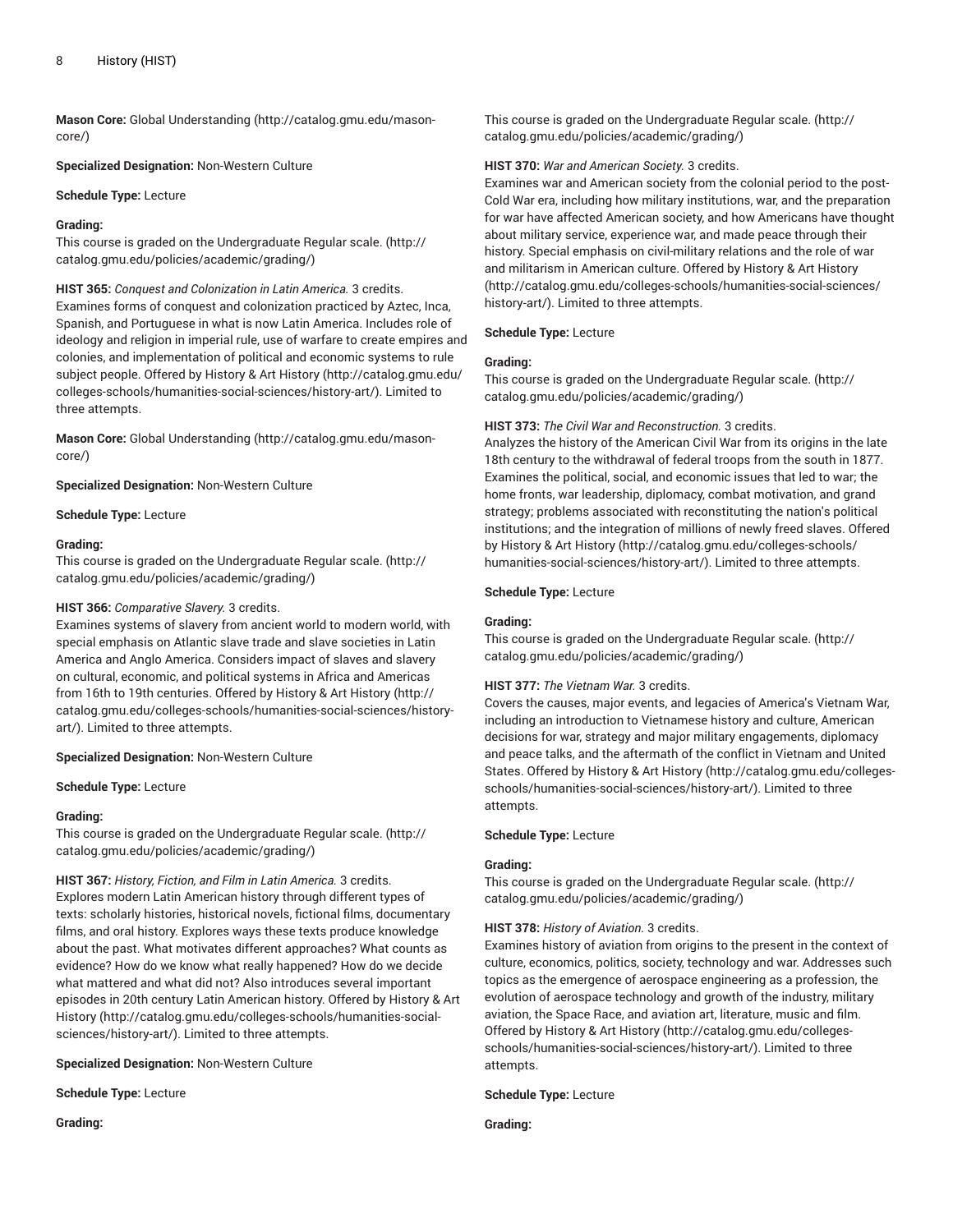**Mason Core:** Global Understanding (http://catalog.gmu.edu/mason-core/)

**Specialized Designation:** Non-Western Culture

**Schedule Type:** Lecture

**Grading:**
This course is graded on the Undergraduate Regular scale. (http://catalog.gmu.edu/policies/academic/grading/)

**HIST 365:** *Conquest and Colonization in Latin America.* 3 credits.
Examines forms of conquest and colonization practiced by Aztec, Inca, Spanish, and Portuguese in what is now Latin America. Includes role of ideology and religion in imperial rule, use of warfare to create empires and colonies, and implementation of political and economic systems to rule subject people. Offered by History & Art History (http://catalog.gmu.edu/colleges-schools/humanities-social-sciences/history-art/). Limited to three attempts.

**Mason Core:** Global Understanding (http://catalog.gmu.edu/mason-core/)

**Specialized Designation:** Non-Western Culture

**Schedule Type:** Lecture

**Grading:**
This course is graded on the Undergraduate Regular scale. (http://catalog.gmu.edu/policies/academic/grading/)

**HIST 366:** *Comparative Slavery.* 3 credits.
Examines systems of slavery from ancient world to modern world, with special emphasis on Atlantic slave trade and slave societies in Latin America and Anglo America. Considers impact of slaves and slavery on cultural, economic, and political systems in Africa and Americas from 16th to 19th centuries. Offered by History & Art History (http://catalog.gmu.edu/colleges-schools/humanities-social-sciences/history-art/). Limited to three attempts.

**Specialized Designation:** Non-Western Culture

**Schedule Type:** Lecture

**Grading:**
This course is graded on the Undergraduate Regular scale. (http://catalog.gmu.edu/policies/academic/grading/)

**HIST 367:** *History, Fiction, and Film in Latin America.* 3 credits.
Explores modern Latin American history through different types of texts: scholarly histories, historical novels, fictional films, documentary films, and oral history. Explores ways these texts produce knowledge about the past. What motivates different approaches? What counts as evidence? How do we know what really happened? How do we decide what mattered and what did not? Also introduces several important episodes in 20th century Latin American history. Offered by History & Art History (http://catalog.gmu.edu/colleges-schools/humanities-social-sciences/history-art/). Limited to three attempts.

**Specialized Designation:** Non-Western Culture

**Schedule Type:** Lecture

**Grading:**
This course is graded on the Undergraduate Regular scale. (http://catalog.gmu.edu/policies/academic/grading/)

**HIST 370:** *War and American Society.* 3 credits.
Examines war and American society from the colonial period to the post-Cold War era, including how military institutions, war, and the preparation for war have affected American society, and how Americans have thought about military service, experience war, and made peace through their history. Special emphasis on civil-military relations and the role of war and militarism in American culture. Offered by History & Art History (http://catalog.gmu.edu/colleges-schools/humanities-social-sciences/history-art/). Limited to three attempts.

**Schedule Type:** Lecture

**Grading:**
This course is graded on the Undergraduate Regular scale. (http://catalog.gmu.edu/policies/academic/grading/)

**HIST 373:** *The Civil War and Reconstruction.* 3 credits.
Analyzes the history of the American Civil War from its origins in the late 18th century to the withdrawal of federal troops from the south in 1877. Examines the political, social, and economic issues that led to war; the home fronts, war leadership, diplomacy, combat motivation, and grand strategy; problems associated with reconstituting the nation's political institutions; and the integration of millions of newly freed slaves. Offered by History & Art History (http://catalog.gmu.edu/colleges-schools/humanities-social-sciences/history-art/). Limited to three attempts.

**Schedule Type:** Lecture

**Grading:**
This course is graded on the Undergraduate Regular scale. (http://catalog.gmu.edu/policies/academic/grading/)

**HIST 377:** *The Vietnam War.* 3 credits.
Covers the causes, major events, and legacies of America's Vietnam War, including an introduction to Vietnamese history and culture, American decisions for war, strategy and major military engagements, diplomacy and peace talks, and the aftermath of the conflict in Vietnam and United States. Offered by History & Art History (http://catalog.gmu.edu/colleges-schools/humanities-social-sciences/history-art/). Limited to three attempts.

**Schedule Type:** Lecture

**Grading:**
This course is graded on the Undergraduate Regular scale. (http://catalog.gmu.edu/policies/academic/grading/)

**HIST 378:** *History of Aviation.* 3 credits.
Examines history of aviation from origins to the present in the context of culture, economics, politics, society, technology and war. Addresses such topics as the emergence of aerospace engineering as a profession, the evolution of aerospace technology and growth of the industry, military aviation, the Space Race, and aviation art, literature, music and film. Offered by History & Art History (http://catalog.gmu.edu/colleges-schools/humanities-social-sciences/history-art/). Limited to three attempts.

**Schedule Type:** Lecture

**Grading:**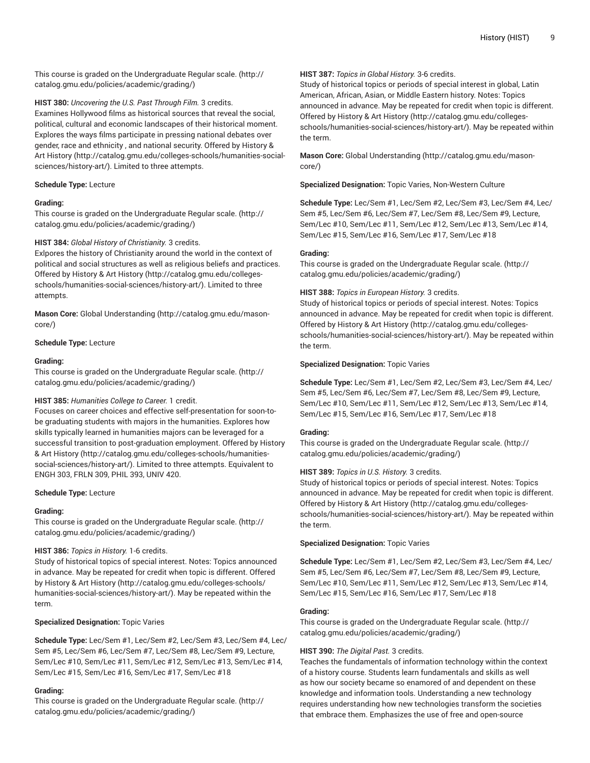This course is graded on the Undergraduate Regular scale. (http://catalog.gmu.edu/policies/academic/grading/)

**HIST 380:** *Uncovering the U.S. Past Through Film.* 3 credits.
Examines Hollywood films as historical sources that reveal the social, political, cultural and economic landscapes of their historical moment. Explores the ways films participate in pressing national debates over gender, race and ethnicity , and national security. Offered by History & Art History (http://catalog.gmu.edu/colleges-schools/humanities-social-sciences/history-art/). Limited to three attempts.

**Schedule Type:** Lecture

**Grading:**
This course is graded on the Undergraduate Regular scale. (http://catalog.gmu.edu/policies/academic/grading/)

**HIST 384:** *Global History of Christianity.* 3 credits.
Exlpores the history of Christianity around the world in the context of political and social structures as well as religious beliefs and practices. Offered by History & Art History (http://catalog.gmu.edu/colleges-schools/humanities-social-sciences/history-art/). Limited to three attempts.

**Mason Core:** Global Understanding (http://catalog.gmu.edu/mason-core/)

**Schedule Type:** Lecture

**Grading:**
This course is graded on the Undergraduate Regular scale. (http://catalog.gmu.edu/policies/academic/grading/)

**HIST 385:** *Humanities College to Career.* 1 credit.
Focuses on career choices and effective self-presentation for soon-to-be graduating students with majors in the humanities. Explores how skills typically learned in humanities majors can be leveraged for a successful transition to post-graduation employment. Offered by History & Art History (http://catalog.gmu.edu/colleges-schools/humanities-social-sciences/history-art/). Limited to three attempts. Equivalent to ENGH 303, FRLN 309, PHIL 393, UNIV 420.

**Schedule Type:** Lecture

**Grading:**
This course is graded on the Undergraduate Regular scale. (http://catalog.gmu.edu/policies/academic/grading/)

**HIST 386:** *Topics in History.* 1-6 credits.
Study of historical topics of special interest. Notes: Topics announced in advance. May be repeated for credit when topic is different. Offered by History & Art History (http://catalog.gmu.edu/colleges-schools/humanities-social-sciences/history-art/). May be repeated within the term.

**Specialized Designation:** Topic Varies

**Schedule Type:** Lec/Sem #1, Lec/Sem #2, Lec/Sem #3, Lec/Sem #4, Lec/Sem #5, Lec/Sem #6, Lec/Sem #7, Lec/Sem #8, Lec/Sem #9, Lecture, Sem/Lec #10, Sem/Lec #11, Sem/Lec #12, Sem/Lec #13, Sem/Lec #14, Sem/Lec #15, Sem/Lec #16, Sem/Lec #17, Sem/Lec #18

**Grading:**
This course is graded on the Undergraduate Regular scale. (http://catalog.gmu.edu/policies/academic/grading/)

**HIST 387:** *Topics in Global History.* 3-6 credits.
Study of historical topics or periods of special interest in global, Latin American, African, Asian, or Middle Eastern history. Notes: Topics announced in advance. May be repeated for credit when topic is different. Offered by History & Art History (http://catalog.gmu.edu/colleges-schools/humanities-social-sciences/history-art/). May be repeated within the term.

**Mason Core:** Global Understanding (http://catalog.gmu.edu/mason-core/)

**Specialized Designation:** Topic Varies, Non-Western Culture

**Schedule Type:** Lec/Sem #1, Lec/Sem #2, Lec/Sem #3, Lec/Sem #4, Lec/Sem #5, Lec/Sem #6, Lec/Sem #7, Lec/Sem #8, Lec/Sem #9, Lecture, Sem/Lec #10, Sem/Lec #11, Sem/Lec #12, Sem/Lec #13, Sem/Lec #14, Sem/Lec #15, Sem/Lec #16, Sem/Lec #17, Sem/Lec #18

**Grading:**
This course is graded on the Undergraduate Regular scale. (http://catalog.gmu.edu/policies/academic/grading/)

**HIST 388:** *Topics in European History.* 3 credits.
Study of historical topics or periods of special interest. Notes: Topics announced in advance. May be repeated for credit when topic is different. Offered by History & Art History (http://catalog.gmu.edu/colleges-schools/humanities-social-sciences/history-art/). May be repeated within the term.

**Specialized Designation:** Topic Varies

**Schedule Type:** Lec/Sem #1, Lec/Sem #2, Lec/Sem #3, Lec/Sem #4, Lec/Sem #5, Lec/Sem #6, Lec/Sem #7, Lec/Sem #8, Lec/Sem #9, Lecture, Sem/Lec #10, Sem/Lec #11, Sem/Lec #12, Sem/Lec #13, Sem/Lec #14, Sem/Lec #15, Sem/Lec #16, Sem/Lec #17, Sem/Lec #18

**Grading:**
This course is graded on the Undergraduate Regular scale. (http://catalog.gmu.edu/policies/academic/grading/)

**HIST 389:** *Topics in U.S. History.* 3 credits.
Study of historical topics or periods of special interest. Notes: Topics announced in advance. May be repeated for credit when topic is different. Offered by History & Art History (http://catalog.gmu.edu/colleges-schools/humanities-social-sciences/history-art/). May be repeated within the term.

**Specialized Designation:** Topic Varies

**Schedule Type:** Lec/Sem #1, Lec/Sem #2, Lec/Sem #3, Lec/Sem #4, Lec/Sem #5, Lec/Sem #6, Lec/Sem #7, Lec/Sem #8, Lec/Sem #9, Lecture, Sem/Lec #10, Sem/Lec #11, Sem/Lec #12, Sem/Lec #13, Sem/Lec #14, Sem/Lec #15, Sem/Lec #16, Sem/Lec #17, Sem/Lec #18

**Grading:**
This course is graded on the Undergraduate Regular scale. (http://catalog.gmu.edu/policies/academic/grading/)

**HIST 390:** *The Digital Past.* 3 credits.
Teaches the fundamentals of information technology within the context of a history course. Students learn fundamentals and skills as well as how our society became so enamored of and dependent on these knowledge and information tools. Understanding a new technology requires understanding how new technologies transform the societies that embrace them. Emphasizes the use of free and open-source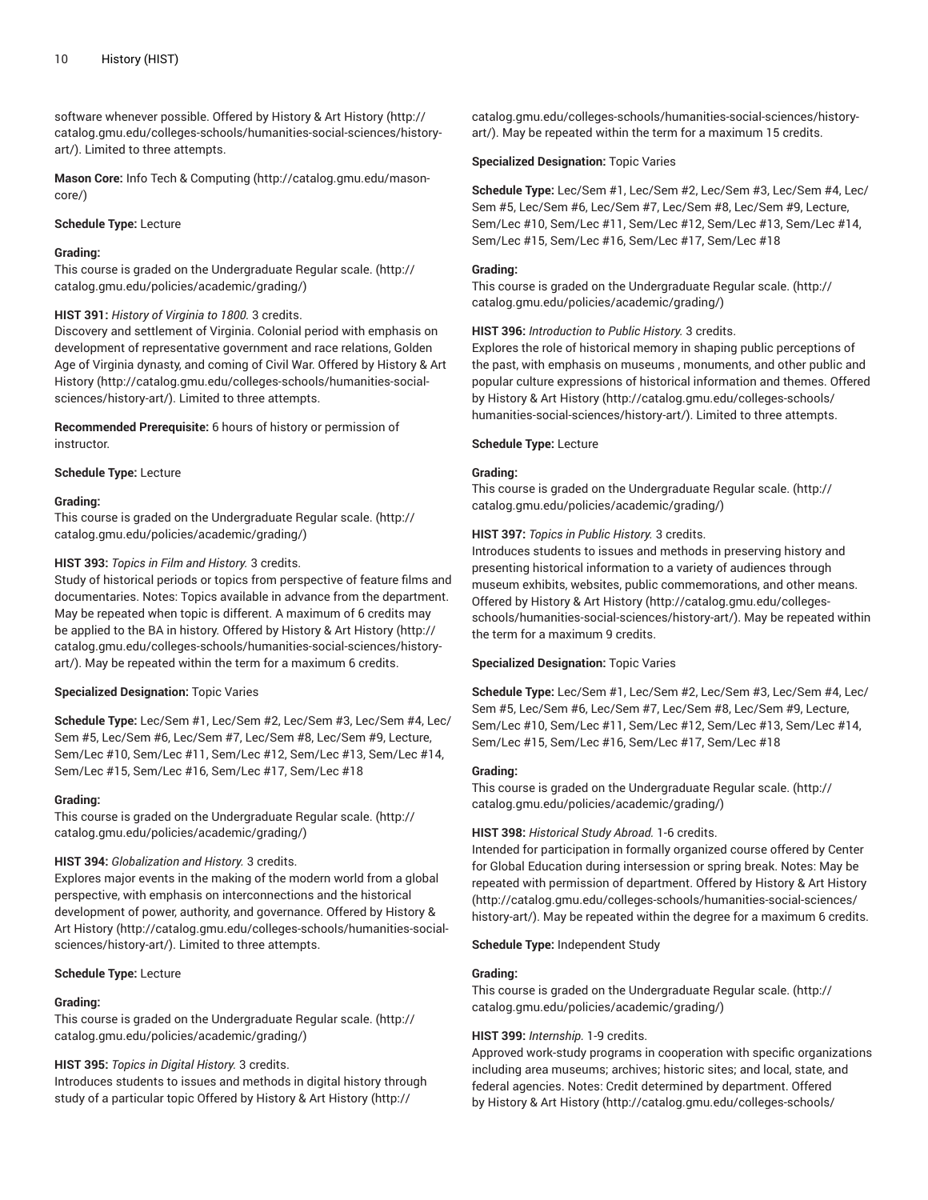software whenever possible. Offered by History & Art History (http://catalog.gmu.edu/colleges-schools/humanities-social-sciences/history-art/). Limited to three attempts.

**Mason Core:** Info Tech & Computing (http://catalog.gmu.edu/mason-core/)

**Schedule Type:** Lecture

**Grading:**
This course is graded on the Undergraduate Regular scale. (http://catalog.gmu.edu/policies/academic/grading/)

**HIST 391:** *History of Virginia to 1800.* 3 credits.
Discovery and settlement of Virginia. Colonial period with emphasis on development of representative government and race relations, Golden Age of Virginia dynasty, and coming of Civil War. Offered by History & Art History (http://catalog.gmu.edu/colleges-schools/humanities-social-sciences/history-art/). Limited to three attempts.

**Recommended Prerequisite:** 6 hours of history or permission of instructor.

**Schedule Type:** Lecture

**Grading:**
This course is graded on the Undergraduate Regular scale. (http://catalog.gmu.edu/policies/academic/grading/)

**HIST 393:** *Topics in Film and History.* 3 credits.
Study of historical periods or topics from perspective of feature films and documentaries. Notes: Topics available in advance from the department. May be repeated when topic is different. A maximum of 6 credits may be applied to the BA in history. Offered by History & Art History (http://catalog.gmu.edu/colleges-schools/humanities-social-sciences/history-art/). May be repeated within the term for a maximum 6 credits.

**Specialized Designation:** Topic Varies

**Schedule Type:** Lec/Sem #1, Lec/Sem #2, Lec/Sem #3, Lec/Sem #4, Lec/Sem #5, Lec/Sem #6, Lec/Sem #7, Lec/Sem #8, Lec/Sem #9, Lecture, Sem/Lec #10, Sem/Lec #11, Sem/Lec #12, Sem/Lec #13, Sem/Lec #14, Sem/Lec #15, Sem/Lec #16, Sem/Lec #17, Sem/Lec #18

**Grading:**
This course is graded on the Undergraduate Regular scale. (http://catalog.gmu.edu/policies/academic/grading/)

**HIST 394:** *Globalization and History.* 3 credits.
Explores major events in the making of the modern world from a global perspective, with emphasis on interconnections and the historical development of power, authority, and governance. Offered by History & Art History (http://catalog.gmu.edu/colleges-schools/humanities-social-sciences/history-art/). Limited to three attempts.

**Schedule Type:** Lecture

**Grading:**
This course is graded on the Undergraduate Regular scale. (http://catalog.gmu.edu/policies/academic/grading/)

**HIST 395:** *Topics in Digital History.* 3 credits.
Introduces students to issues and methods in digital history through study of a particular topic Offered by History & Art History (http://catalog.gmu.edu/colleges-schools/humanities-social-sciences/history-art/). May be repeated within the term for a maximum 15 credits.

**Specialized Designation:** Topic Varies

**Schedule Type:** Lec/Sem #1, Lec/Sem #2, Lec/Sem #3, Lec/Sem #4, Lec/Sem #5, Lec/Sem #6, Lec/Sem #7, Lec/Sem #8, Lec/Sem #9, Lecture, Sem/Lec #10, Sem/Lec #11, Sem/Lec #12, Sem/Lec #13, Sem/Lec #14, Sem/Lec #15, Sem/Lec #16, Sem/Lec #17, Sem/Lec #18

**Grading:**
This course is graded on the Undergraduate Regular scale. (http://catalog.gmu.edu/policies/academic/grading/)

**HIST 396:** *Introduction to Public History.* 3 credits.
Explores the role of historical memory in shaping public perceptions of the past, with emphasis on museums , monuments, and other public and popular culture expressions of historical information and themes. Offered by History & Art History (http://catalog.gmu.edu/colleges-schools/humanities-social-sciences/history-art/). Limited to three attempts.

**Schedule Type:** Lecture

**Grading:**
This course is graded on the Undergraduate Regular scale. (http://catalog.gmu.edu/policies/academic/grading/)

**HIST 397:** *Topics in Public History.* 3 credits.
Introduces students to issues and methods in preserving history and presenting historical information to a variety of audiences through museum exhibits, websites, public commemorations, and other means. Offered by History & Art History (http://catalog.gmu.edu/colleges-schools/humanities-social-sciences/history-art/). May be repeated within the term for a maximum 9 credits.

**Specialized Designation:** Topic Varies

**Schedule Type:** Lec/Sem #1, Lec/Sem #2, Lec/Sem #3, Lec/Sem #4, Lec/Sem #5, Lec/Sem #6, Lec/Sem #7, Lec/Sem #8, Lec/Sem #9, Lecture, Sem/Lec #10, Sem/Lec #11, Sem/Lec #12, Sem/Lec #13, Sem/Lec #14, Sem/Lec #15, Sem/Lec #16, Sem/Lec #17, Sem/Lec #18

**Grading:**
This course is graded on the Undergraduate Regular scale. (http://catalog.gmu.edu/policies/academic/grading/)

**HIST 398:** *Historical Study Abroad.* 1-6 credits.
Intended for participation in formally organized course offered by Center for Global Education during intersession or spring break. Notes: May be repeated with permission of department. Offered by History & Art History (http://catalog.gmu.edu/colleges-schools/humanities-social-sciences/history-art/). May be repeated within the degree for a maximum 6 credits.

**Schedule Type:** Independent Study

**Grading:**
This course is graded on the Undergraduate Regular scale. (http://catalog.gmu.edu/policies/academic/grading/)

**HIST 399:** *Internship.* 1-9 credits.
Approved work-study programs in cooperation with specific organizations including area museums; archives; historic sites; and local, state, and federal agencies. Notes: Credit determined by department. Offered by History & Art History (http://catalog.gmu.edu/colleges-schools/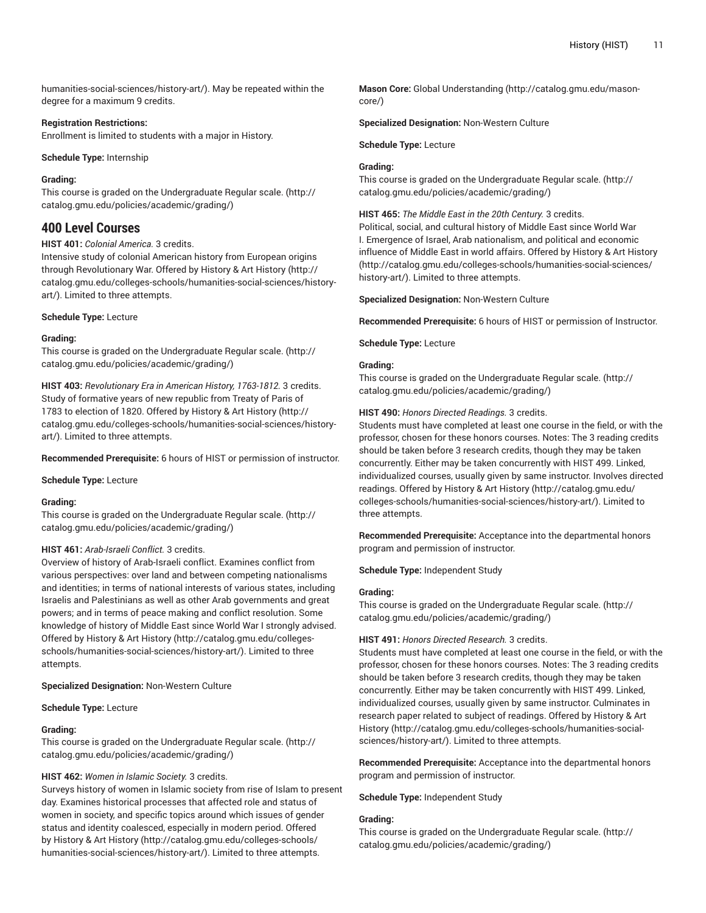humanities-social-sciences/history-art/). May be repeated within the degree for a maximum 9 credits.

**Registration Restrictions:**
Enrollment is limited to students with a major in History.

**Schedule Type:** Internship

**Grading:**
This course is graded on the Undergraduate Regular scale. (http://catalog.gmu.edu/policies/academic/grading/)

## 400 Level Courses

**HIST 401:** *Colonial America.* 3 credits.
Intensive study of colonial American history from European origins through Revolutionary War. Offered by History & Art History (http://catalog.gmu.edu/colleges-schools/humanities-social-sciences/history-art/). Limited to three attempts.

**Schedule Type:** Lecture

**Grading:**
This course is graded on the Undergraduate Regular scale. (http://catalog.gmu.edu/policies/academic/grading/)

**HIST 403:** *Revolutionary Era in American History, 1763-1812.* 3 credits.
Study of formative years of new republic from Treaty of Paris of 1783 to election of 1820. Offered by History & Art History (http://catalog.gmu.edu/colleges-schools/humanities-social-sciences/history-art/). Limited to three attempts.

**Recommended Prerequisite:** 6 hours of HIST or permission of instructor.

**Schedule Type:** Lecture

**Grading:**
This course is graded on the Undergraduate Regular scale. (http://catalog.gmu.edu/policies/academic/grading/)

**HIST 461:** *Arab-Israeli Conflict.* 3 credits.
Overview of history of Arab-Israeli conflict. Examines conflict from various perspectives: over land and between competing nationalisms and identities; in terms of national interests of various states, including Israelis and Palestinians as well as other Arab governments and great powers; and in terms of peace making and conflict resolution. Some knowledge of history of Middle East since World War I strongly advised. Offered by History & Art History (http://catalog.gmu.edu/colleges-schools/humanities-social-sciences/history-art/). Limited to three attempts.

**Specialized Designation:** Non-Western Culture

**Schedule Type:** Lecture

**Grading:**
This course is graded on the Undergraduate Regular scale. (http://catalog.gmu.edu/policies/academic/grading/)

**HIST 462:** *Women in Islamic Society.* 3 credits.
Surveys history of women in Islamic society from rise of Islam to present day. Examines historical processes that affected role and status of women in society, and specific topics around which issues of gender status and identity coalesced, especially in modern period. Offered by History & Art History (http://catalog.gmu.edu/colleges-schools/humanities-social-sciences/history-art/). Limited to three attempts.

**Mason Core:** Global Understanding (http://catalog.gmu.edu/mason-core/)

**Specialized Designation:** Non-Western Culture

**Schedule Type:** Lecture

**Grading:**
This course is graded on the Undergraduate Regular scale. (http://catalog.gmu.edu/policies/academic/grading/)

**HIST 465:** *The Middle East in the 20th Century.* 3 credits.
Political, social, and cultural history of Middle East since World War I. Emergence of Israel, Arab nationalism, and political and economic influence of Middle East in world affairs. Offered by History & Art History (http://catalog.gmu.edu/colleges-schools/humanities-social-sciences/history-art/). Limited to three attempts.

**Specialized Designation:** Non-Western Culture

**Recommended Prerequisite:** 6 hours of HIST or permission of Instructor.

**Schedule Type:** Lecture

**Grading:**
This course is graded on the Undergraduate Regular scale. (http://catalog.gmu.edu/policies/academic/grading/)

**HIST 490:** *Honors Directed Readings.* 3 credits.
Students must have completed at least one course in the field, or with the professor, chosen for these honors courses. Notes: The 3 reading credits should be taken before 3 research credits, though they may be taken concurrently. Either may be taken concurrently with HIST 499. Linked, individualized courses, usually given by same instructor. Involves directed readings. Offered by History & Art History (http://catalog.gmu.edu/colleges-schools/humanities-social-sciences/history-art/). Limited to three attempts.

**Recommended Prerequisite:** Acceptance into the departmental honors program and permission of instructor.

**Schedule Type:** Independent Study

**Grading:**
This course is graded on the Undergraduate Regular scale. (http://catalog.gmu.edu/policies/academic/grading/)

**HIST 491:** *Honors Directed Research.* 3 credits.
Students must have completed at least one course in the field, or with the professor, chosen for these honors courses. Notes: The 3 reading credits should be taken before 3 research credits, though they may be taken concurrently. Either may be taken concurrently with HIST 499. Linked, individualized courses, usually given by same instructor. Culminates in research paper related to subject of readings. Offered by History & Art History (http://catalog.gmu.edu/colleges-schools/humanities-social-sciences/history-art/). Limited to three attempts.

**Recommended Prerequisite:** Acceptance into the departmental honors program and permission of instructor.

**Schedule Type:** Independent Study

**Grading:**
This course is graded on the Undergraduate Regular scale. (http://catalog.gmu.edu/policies/academic/grading/)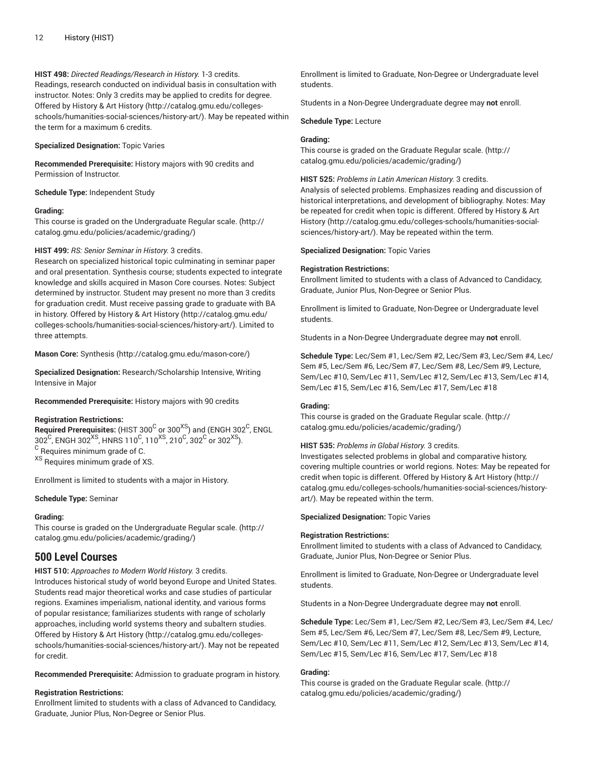**HIST 498:** *Directed Readings/Research in History.* 1-3 credits.
Readings, research conducted on individual basis in consultation with instructor. Notes: Only 3 credits may be applied to credits for degree. Offered by History & Art History (http://catalog.gmu.edu/colleges-schools/humanities-social-sciences/history-art/). May be repeated within the term for a maximum 6 credits.

**Specialized Designation:** Topic Varies

**Recommended Prerequisite:** History majors with 90 credits and Permission of Instructor.

**Schedule Type:** Independent Study

**Grading:**
This course is graded on the Undergraduate Regular scale. (http://catalog.gmu.edu/policies/academic/grading/)

**HIST 499:** *RS: Senior Seminar in History.* 3 credits.
Research on specialized historical topic culminating in seminar paper and oral presentation. Synthesis course; students expected to integrate knowledge and skills acquired in Mason Core courses. Notes: Subject determined by instructor. Student may present no more than 3 credits for graduation credit. Must receive passing grade to graduate with BA in history. Offered by History & Art History (http://catalog.gmu.edu/colleges-schools/humanities-social-sciences/history-art/). Limited to three attempts.

**Mason Core:** Synthesis (http://catalog.gmu.edu/mason-core/)

**Specialized Designation:** Research/Scholarship Intensive, Writing Intensive in Major

**Recommended Prerequisite:** History majors with 90 credits

**Registration Restrictions:**
**Required Prerequisites:** (HIST 300[C] or 300[XS]) and (ENGH 302[C], ENGL 302[C], ENGH 302[XS], HNRS 110[C], 110[XS], 210[C], 302[C] or 302[XS]).
[C] Requires minimum grade of C.
[XS] Requires minimum grade of XS.

Enrollment is limited to students with a major in History.

**Schedule Type:** Seminar

**Grading:**
This course is graded on the Undergraduate Regular scale. (http://catalog.gmu.edu/policies/academic/grading/)

## 500 Level Courses

**HIST 510:** *Approaches to Modern World History.* 3 credits.
Introduces historical study of world beyond Europe and United States. Students read major theoretical works and case studies of particular regions. Examines imperialism, national identity, and various forms of popular resistance; familiarizes students with range of scholarly approaches, including world systems theory and subaltern studies. Offered by History & Art History (http://catalog.gmu.edu/colleges-schools/humanities-social-sciences/history-art/). May not be repeated for credit.

**Recommended Prerequisite:** Admission to graduate program in history.

**Registration Restrictions:**
Enrollment limited to students with a class of Advanced to Candidacy, Graduate, Junior Plus, Non-Degree or Senior Plus.

Enrollment is limited to Graduate, Non-Degree or Undergraduate level students.

Students in a Non-Degree Undergraduate degree may **not** enroll.

**Schedule Type:** Lecture

**Grading:**
This course is graded on the Graduate Regular scale. (http://catalog.gmu.edu/policies/academic/grading/)

**HIST 525:** *Problems in Latin American History.* 3 credits.
Analysis of selected problems. Emphasizes reading and discussion of historical interpretations, and development of bibliography. Notes: May be repeated for credit when topic is different. Offered by History & Art History (http://catalog.gmu.edu/colleges-schools/humanities-social-sciences/history-art/). May be repeated within the term.

**Specialized Designation:** Topic Varies

**Registration Restrictions:**
Enrollment limited to students with a class of Advanced to Candidacy, Graduate, Junior Plus, Non-Degree or Senior Plus.

Enrollment is limited to Graduate, Non-Degree or Undergraduate level students.

Students in a Non-Degree Undergraduate degree may **not** enroll.

**Schedule Type:** Lec/Sem #1, Lec/Sem #2, Lec/Sem #3, Lec/Sem #4, Lec/Sem #5, Lec/Sem #6, Lec/Sem #7, Lec/Sem #8, Lec/Sem #9, Lecture, Sem/Lec #10, Sem/Lec #11, Sem/Lec #12, Sem/Lec #13, Sem/Lec #14, Sem/Lec #15, Sem/Lec #16, Sem/Lec #17, Sem/Lec #18

**Grading:**
This course is graded on the Graduate Regular scale. (http://catalog.gmu.edu/policies/academic/grading/)

**HIST 535:** *Problems in Global History.* 3 credits.
Investigates selected problems in global and comparative history, covering multiple countries or world regions. Notes: May be repeated for credit when topic is different. Offered by History & Art History (http://catalog.gmu.edu/colleges-schools/humanities-social-sciences/history-art/). May be repeated within the term.

**Specialized Designation:** Topic Varies

**Registration Restrictions:**
Enrollment limited to students with a class of Advanced to Candidacy, Graduate, Junior Plus, Non-Degree or Senior Plus.

Enrollment is limited to Graduate, Non-Degree or Undergraduate level students.

Students in a Non-Degree Undergraduate degree may **not** enroll.

**Schedule Type:** Lec/Sem #1, Lec/Sem #2, Lec/Sem #3, Lec/Sem #4, Lec/Sem #5, Lec/Sem #6, Lec/Sem #7, Lec/Sem #8, Lec/Sem #9, Lecture, Sem/Lec #10, Sem/Lec #11, Sem/Lec #12, Sem/Lec #13, Sem/Lec #14, Sem/Lec #15, Sem/Lec #16, Sem/Lec #17, Sem/Lec #18

**Grading:**
This course is graded on the Graduate Regular scale. (http://catalog.gmu.edu/policies/academic/grading/)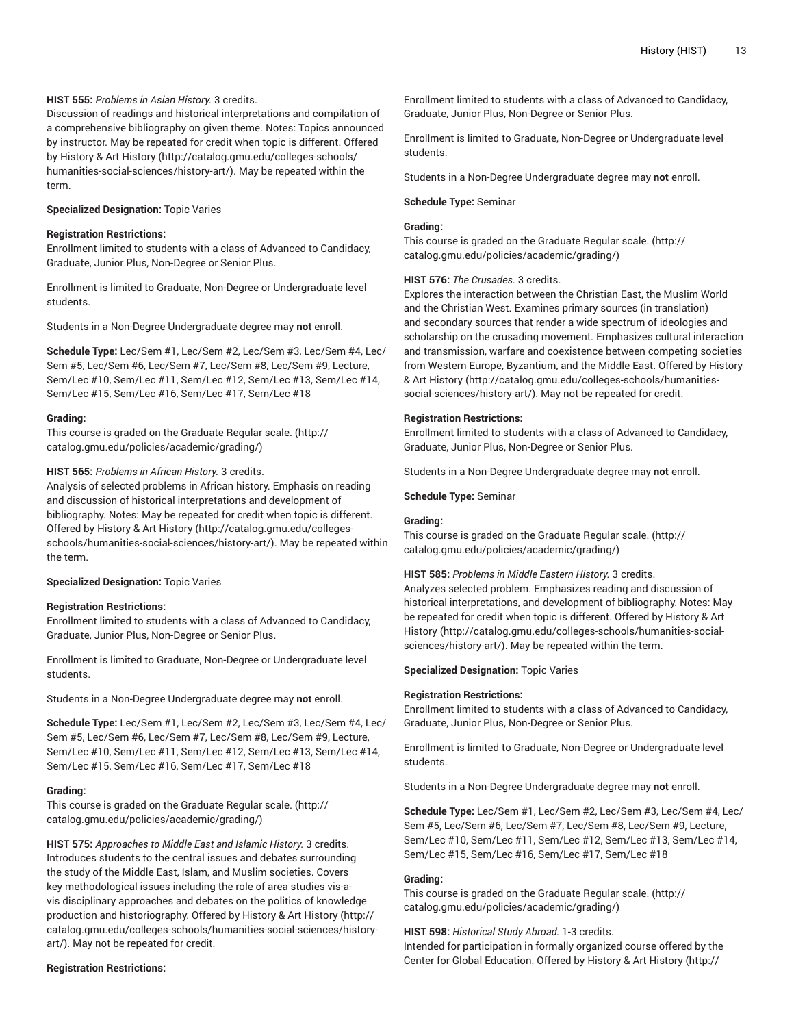**HIST 555:** *Problems in Asian History.* 3 credits.
Discussion of readings and historical interpretations and compilation of a comprehensive bibliography on given theme. Notes: Topics announced by instructor. May be repeated for credit when topic is different. Offered by History & Art History (http://catalog.gmu.edu/colleges-schools/humanities-social-sciences/history-art/). May be repeated within the term.

**Specialized Designation:** Topic Varies

**Registration Restrictions:**
Enrollment limited to students with a class of Advanced to Candidacy, Graduate, Junior Plus, Non-Degree or Senior Plus.

Enrollment is limited to Graduate, Non-Degree or Undergraduate level students.

Students in a Non-Degree Undergraduate degree may **not** enroll.

**Schedule Type:** Lec/Sem #1, Lec/Sem #2, Lec/Sem #3, Lec/Sem #4, Lec/Sem #5, Lec/Sem #6, Lec/Sem #7, Lec/Sem #8, Lec/Sem #9, Lecture, Sem/Lec #10, Sem/Lec #11, Sem/Lec #12, Sem/Lec #13, Sem/Lec #14, Sem/Lec #15, Sem/Lec #16, Sem/Lec #17, Sem/Lec #18

**Grading:**
This course is graded on the Graduate Regular scale. (http://catalog.gmu.edu/policies/academic/grading/)

**HIST 565:** *Problems in African History.* 3 credits.
Analysis of selected problems in African history. Emphasis on reading and discussion of historical interpretations and development of bibliography. Notes: May be repeated for credit when topic is different. Offered by History & Art History (http://catalog.gmu.edu/colleges-schools/humanities-social-sciences/history-art/). May be repeated within the term.

**Specialized Designation:** Topic Varies

**Registration Restrictions:**
Enrollment limited to students with a class of Advanced to Candidacy, Graduate, Junior Plus, Non-Degree or Senior Plus.

Enrollment is limited to Graduate, Non-Degree or Undergraduate level students.

Students in a Non-Degree Undergraduate degree may **not** enroll.

**Schedule Type:** Lec/Sem #1, Lec/Sem #2, Lec/Sem #3, Lec/Sem #4, Lec/Sem #5, Lec/Sem #6, Lec/Sem #7, Lec/Sem #8, Lec/Sem #9, Lecture, Sem/Lec #10, Sem/Lec #11, Sem/Lec #12, Sem/Lec #13, Sem/Lec #14, Sem/Lec #15, Sem/Lec #16, Sem/Lec #17, Sem/Lec #18

**Grading:**
This course is graded on the Graduate Regular scale. (http://catalog.gmu.edu/policies/academic/grading/)

**HIST 575:** *Approaches to Middle East and Islamic History.* 3 credits.
Introduces students to the central issues and debates surrounding the study of the Middle East, Islam, and Muslim societies. Covers key methodological issues including the role of area studies vis-a-vis disciplinary approaches and debates on the politics of knowledge production and historiography. Offered by History & Art History (http://catalog.gmu.edu/colleges-schools/humanities-social-sciences/history-art/). May not be repeated for credit.

**Registration Restrictions:**
Enrollment limited to students with a class of Advanced to Candidacy, Graduate, Junior Plus, Non-Degree or Senior Plus.

Enrollment is limited to Graduate, Non-Degree or Undergraduate level students.

Students in a Non-Degree Undergraduate degree may **not** enroll.

**Schedule Type:** Seminar

**Grading:**
This course is graded on the Graduate Regular scale. (http://catalog.gmu.edu/policies/academic/grading/)

**HIST 576:** *The Crusades.* 3 credits.
Explores the interaction between the Christian East, the Muslim World and the Christian West. Examines primary sources (in translation) and secondary sources that render a wide spectrum of ideologies and scholarship on the crusading movement. Emphasizes cultural interaction and transmission, warfare and coexistence between competing societies from Western Europe, Byzantium, and the Middle East. Offered by History & Art History (http://catalog.gmu.edu/colleges-schools/humanities-social-sciences/history-art/). May not be repeated for credit.

**Registration Restrictions:**
Enrollment limited to students with a class of Advanced to Candidacy, Graduate, Junior Plus, Non-Degree or Senior Plus.

Students in a Non-Degree Undergraduate degree may **not** enroll.

**Schedule Type:** Seminar

**Grading:**
This course is graded on the Graduate Regular scale. (http://catalog.gmu.edu/policies/academic/grading/)

**HIST 585:** *Problems in Middle Eastern History.* 3 credits.
Analyzes selected problem. Emphasizes reading and discussion of historical interpretations, and development of bibliography. Notes: May be repeated for credit when topic is different. Offered by History & Art History (http://catalog.gmu.edu/colleges-schools/humanities-social-sciences/history-art/). May be repeated within the term.

**Specialized Designation:** Topic Varies

**Registration Restrictions:**
Enrollment limited to students with a class of Advanced to Candidacy, Graduate, Junior Plus, Non-Degree or Senior Plus.

Enrollment is limited to Graduate, Non-Degree or Undergraduate level students.

Students in a Non-Degree Undergraduate degree may **not** enroll.

**Schedule Type:** Lec/Sem #1, Lec/Sem #2, Lec/Sem #3, Lec/Sem #4, Lec/Sem #5, Lec/Sem #6, Lec/Sem #7, Lec/Sem #8, Lec/Sem #9, Lecture, Sem/Lec #10, Sem/Lec #11, Sem/Lec #12, Sem/Lec #13, Sem/Lec #14, Sem/Lec #15, Sem/Lec #16, Sem/Lec #17, Sem/Lec #18

**Grading:**
This course is graded on the Graduate Regular scale. (http://catalog.gmu.edu/policies/academic/grading/)

**HIST 598:** *Historical Study Abroad.* 1-3 credits.
Intended for participation in formally organized course offered by the Center for Global Education. Offered by History & Art History (http://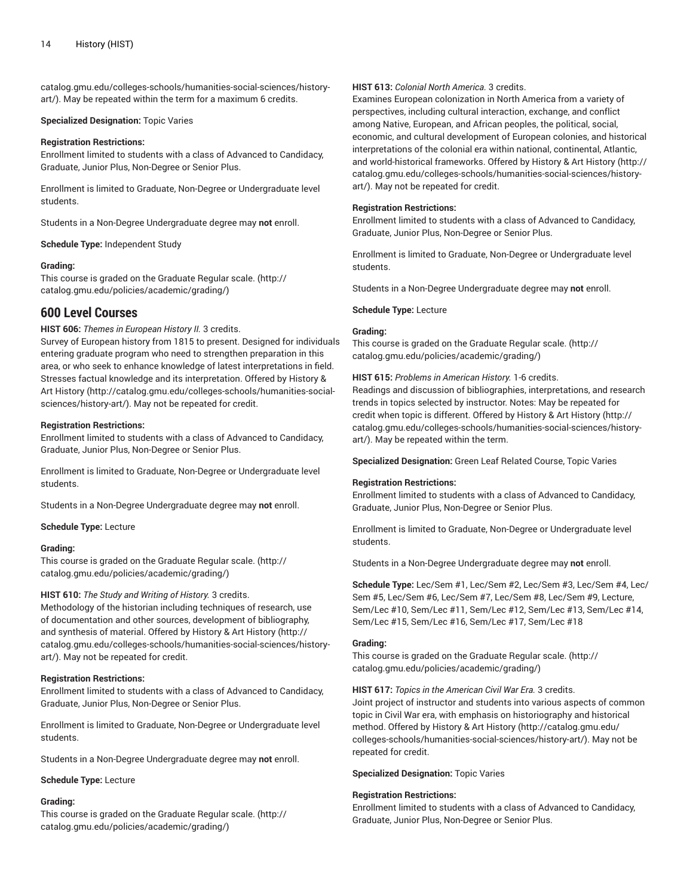catalog.gmu.edu/colleges-schools/humanities-social-sciences/history-art/). May be repeated within the term for a maximum 6 credits.

**Specialized Designation:** Topic Varies

**Registration Restrictions:**
Enrollment limited to students with a class of Advanced to Candidacy, Graduate, Junior Plus, Non-Degree or Senior Plus.

Enrollment is limited to Graduate, Non-Degree or Undergraduate level students.

Students in a Non-Degree Undergraduate degree may **not** enroll.

**Schedule Type:** Independent Study

**Grading:**
This course is graded on the Graduate Regular scale. (http://catalog.gmu.edu/policies/academic/grading/)

## 600 Level Courses

**HIST 606:** *Themes in European History II.* 3 credits.
Survey of European history from 1815 to present. Designed for individuals entering graduate program who need to strengthen preparation in this area, or who seek to enhance knowledge of latest interpretations in field. Stresses factual knowledge and its interpretation. Offered by History & Art History (http://catalog.gmu.edu/colleges-schools/humanities-social-sciences/history-art/). May not be repeated for credit.

**Registration Restrictions:**
Enrollment limited to students with a class of Advanced to Candidacy, Graduate, Junior Plus, Non-Degree or Senior Plus.

Enrollment is limited to Graduate, Non-Degree or Undergraduate level students.

Students in a Non-Degree Undergraduate degree may **not** enroll.

**Schedule Type:** Lecture

**Grading:**
This course is graded on the Graduate Regular scale. (http://catalog.gmu.edu/policies/academic/grading/)

**HIST 610:** *The Study and Writing of History.* 3 credits.
Methodology of the historian including techniques of research, use of documentation and other sources, development of bibliography, and synthesis of material. Offered by History & Art History (http://catalog.gmu.edu/colleges-schools/humanities-social-sciences/history-art/). May not be repeated for credit.

**Registration Restrictions:**
Enrollment limited to students with a class of Advanced to Candidacy, Graduate, Junior Plus, Non-Degree or Senior Plus.

Enrollment is limited to Graduate, Non-Degree or Undergraduate level students.

Students in a Non-Degree Undergraduate degree may **not** enroll.

**Schedule Type:** Lecture

**Grading:**
This course is graded on the Graduate Regular scale. (http://catalog.gmu.edu/policies/academic/grading/)

**HIST 613:** *Colonial North America.* 3 credits.
Examines European colonization in North America from a variety of perspectives, including cultural interaction, exchange, and conflict among Native, European, and African peoples, the political, social, economic, and cultural development of European colonies, and historical interpretations of the colonial era within national, continental, Atlantic, and world-historical frameworks. Offered by History & Art History (http://catalog.gmu.edu/colleges-schools/humanities-social-sciences/history-art/). May not be repeated for credit.

**Registration Restrictions:**
Enrollment limited to students with a class of Advanced to Candidacy, Graduate, Junior Plus, Non-Degree or Senior Plus.

Enrollment is limited to Graduate, Non-Degree or Undergraduate level students.

Students in a Non-Degree Undergraduate degree may **not** enroll.

**Schedule Type:** Lecture

**Grading:**
This course is graded on the Graduate Regular scale. (http://catalog.gmu.edu/policies/academic/grading/)

**HIST 615:** *Problems in American History.* 1-6 credits.
Readings and discussion of bibliographies, interpretations, and research trends in topics selected by instructor. Notes: May be repeated for credit when topic is different. Offered by History & Art History (http://catalog.gmu.edu/colleges-schools/humanities-social-sciences/history-art/). May be repeated within the term.

**Specialized Designation:** Green Leaf Related Course, Topic Varies

**Registration Restrictions:**
Enrollment limited to students with a class of Advanced to Candidacy, Graduate, Junior Plus, Non-Degree or Senior Plus.

Enrollment is limited to Graduate, Non-Degree or Undergraduate level students.

Students in a Non-Degree Undergraduate degree may **not** enroll.

**Schedule Type:** Lec/Sem #1, Lec/Sem #2, Lec/Sem #3, Lec/Sem #4, Lec/Sem #5, Lec/Sem #6, Lec/Sem #7, Lec/Sem #8, Lec/Sem #9, Lecture, Sem/Lec #10, Sem/Lec #11, Sem/Lec #12, Sem/Lec #13, Sem/Lec #14, Sem/Lec #15, Sem/Lec #16, Sem/Lec #17, Sem/Lec #18

**Grading:**
This course is graded on the Graduate Regular scale. (http://catalog.gmu.edu/policies/academic/grading/)

**HIST 617:** *Topics in the American Civil War Era.* 3 credits.
Joint project of instructor and students into various aspects of common topic in Civil War era, with emphasis on historiography and historical method. Offered by History & Art History (http://catalog.gmu.edu/colleges-schools/humanities-social-sciences/history-art/). May not be repeated for credit.

**Specialized Designation:** Topic Varies

**Registration Restrictions:**
Enrollment limited to students with a class of Advanced to Candidacy, Graduate, Junior Plus, Non-Degree or Senior Plus.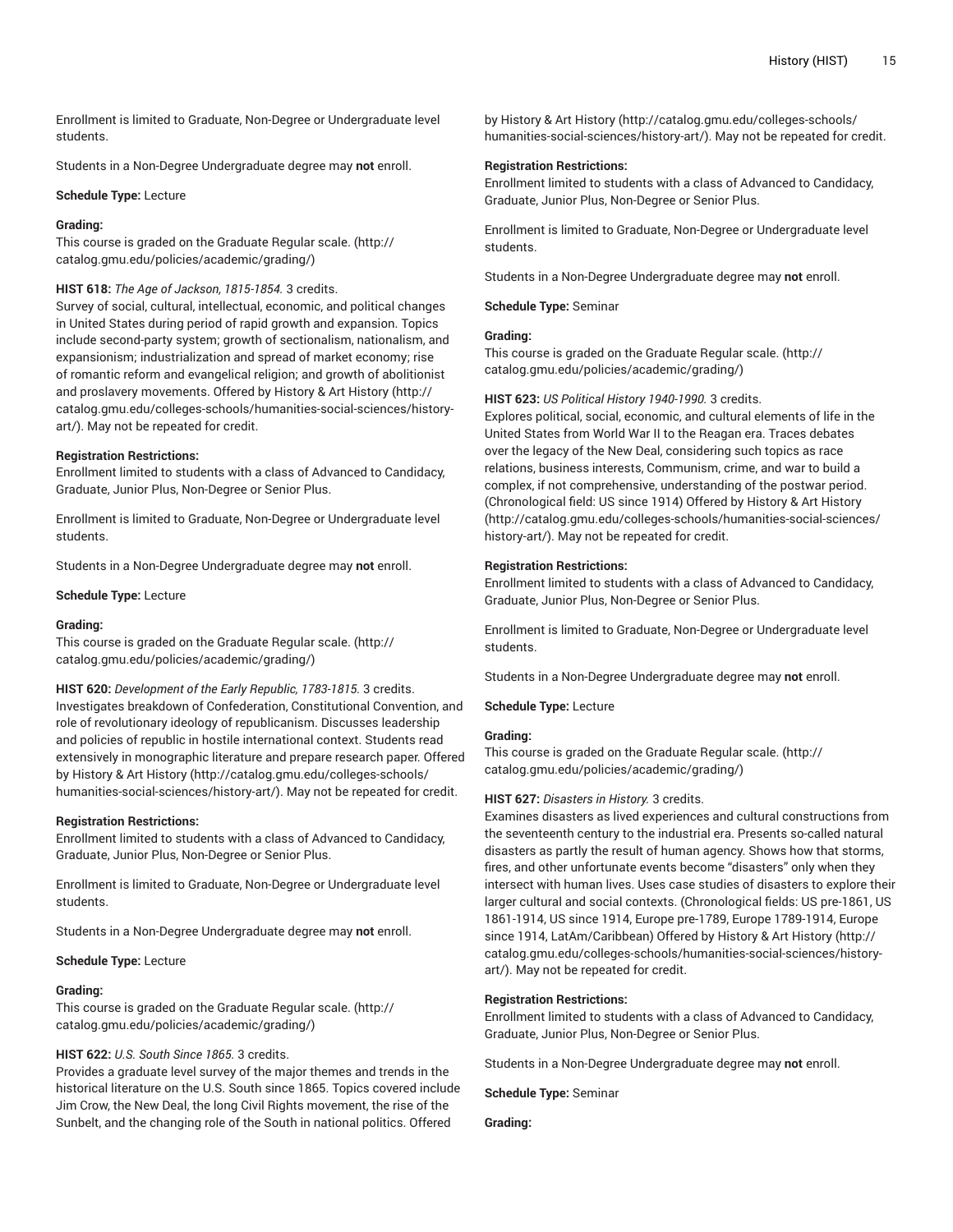Enrollment is limited to Graduate, Non-Degree or Undergraduate level students.

Students in a Non-Degree Undergraduate degree may **not** enroll.

**Schedule Type:** Lecture

**Grading:**
This course is graded on the Graduate Regular scale. (http://catalog.gmu.edu/policies/academic/grading/)

**HIST 618:** *The Age of Jackson, 1815-1854.* 3 credits.
Survey of social, cultural, intellectual, economic, and political changes in United States during period of rapid growth and expansion. Topics include second-party system; growth of sectionalism, nationalism, and expansionism; industrialization and spread of market economy; rise of romantic reform and evangelical religion; and growth of abolitionist and proslavery movements. Offered by History & Art History (http://catalog.gmu.edu/colleges-schools/humanities-social-sciences/history-art/). May not be repeated for credit.

**Registration Restrictions:**
Enrollment limited to students with a class of Advanced to Candidacy, Graduate, Junior Plus, Non-Degree or Senior Plus.

Enrollment is limited to Graduate, Non-Degree or Undergraduate level students.

Students in a Non-Degree Undergraduate degree may **not** enroll.

**Schedule Type:** Lecture

**Grading:**
This course is graded on the Graduate Regular scale. (http://catalog.gmu.edu/policies/academic/grading/)

**HIST 620:** *Development of the Early Republic, 1783-1815.* 3 credits.
Investigates breakdown of Confederation, Constitutional Convention, and role of revolutionary ideology of republicanism. Discusses leadership and policies of republic in hostile international context. Students read extensively in monographic literature and prepare research paper. Offered by History & Art History (http://catalog.gmu.edu/colleges-schools/humanities-social-sciences/history-art/). May not be repeated for credit.

**Registration Restrictions:**
Enrollment limited to students with a class of Advanced to Candidacy, Graduate, Junior Plus, Non-Degree or Senior Plus.

Enrollment is limited to Graduate, Non-Degree or Undergraduate level students.

Students in a Non-Degree Undergraduate degree may **not** enroll.

**Schedule Type:** Lecture

**Grading:**
This course is graded on the Graduate Regular scale. (http://catalog.gmu.edu/policies/academic/grading/)

**HIST 622:** *U.S. South Since 1865.* 3 credits.
Provides a graduate level survey of the major themes and trends in the historical literature on the U.S. South since 1865. Topics covered include Jim Crow, the New Deal, the long Civil Rights movement, the rise of the Sunbelt, and the changing role of the South in national politics. Offered by History & Art History (http://catalog.gmu.edu/colleges-schools/humanities-social-sciences/history-art/). May not be repeated for credit.

**Registration Restrictions:**
Enrollment limited to students with a class of Advanced to Candidacy, Graduate, Junior Plus, Non-Degree or Senior Plus.

Enrollment is limited to Graduate, Non-Degree or Undergraduate level students.

Students in a Non-Degree Undergraduate degree may **not** enroll.

**Schedule Type:** Seminar

**Grading:**
This course is graded on the Graduate Regular scale. (http://catalog.gmu.edu/policies/academic/grading/)

**HIST 623:** *US Political History 1940-1990.* 3 credits.
Explores political, social, economic, and cultural elements of life in the United States from World War II to the Reagan era. Traces debates over the legacy of the New Deal, considering such topics as race relations, business interests, Communism, crime, and war to build a complex, if not comprehensive, understanding of the postwar period. (Chronological field: US since 1914) Offered by History & Art History (http://catalog.gmu.edu/colleges-schools/humanities-social-sciences/history-art/). May not be repeated for credit.

**Registration Restrictions:**
Enrollment limited to students with a class of Advanced to Candidacy, Graduate, Junior Plus, Non-Degree or Senior Plus.

Enrollment is limited to Graduate, Non-Degree or Undergraduate level students.

Students in a Non-Degree Undergraduate degree may **not** enroll.

**Schedule Type:** Lecture

**Grading:**
This course is graded on the Graduate Regular scale. (http://catalog.gmu.edu/policies/academic/grading/)

**HIST 627:** *Disasters in History.* 3 credits.
Examines disasters as lived experiences and cultural constructions from the seventeenth century to the industrial era. Presents so-called natural disasters as partly the result of human agency. Shows how that storms, fires, and other unfortunate events become "disasters" only when they intersect with human lives. Uses case studies of disasters to explore their larger cultural and social contexts. (Chronological fields: US pre-1861, US 1861-1914, US since 1914, Europe pre-1789, Europe 1789-1914, Europe since 1914, LatAm/Caribbean) Offered by History & Art History (http://catalog.gmu.edu/colleges-schools/humanities-social-sciences/history-art/). May not be repeated for credit.

**Registration Restrictions:**
Enrollment limited to students with a class of Advanced to Candidacy, Graduate, Junior Plus, Non-Degree or Senior Plus.

Students in a Non-Degree Undergraduate degree may **not** enroll.

**Schedule Type:** Seminar

**Grading:**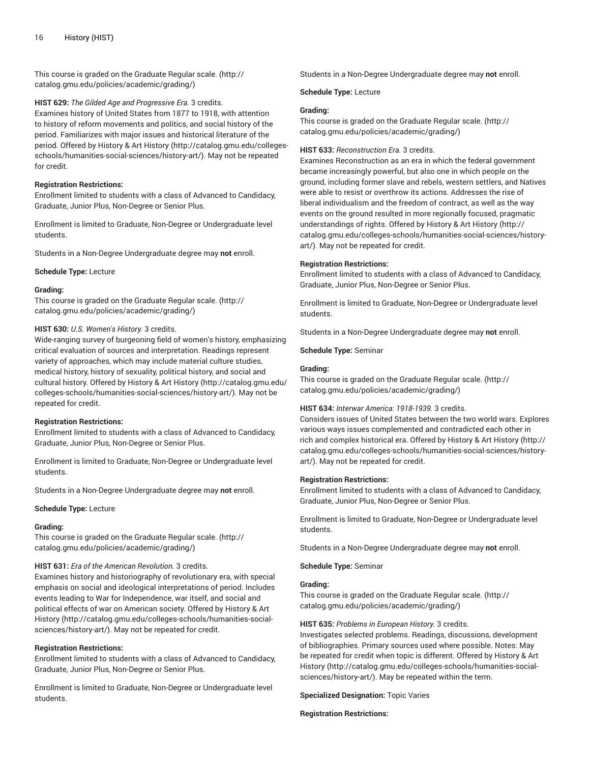This course is graded on the Graduate Regular scale. (http://catalog.gmu.edu/policies/academic/grading/)

**HIST 629:** *The Gilded Age and Progressive Era.* 3 credits.
Examines history of United States from 1877 to 1918, with attention to history of reform movements and politics, and social history of the period. Familiarizes with major issues and historical literature of the period. Offered by History & Art History (http://catalog.gmu.edu/colleges-schools/humanities-social-sciences/history-art/). May not be repeated for credit.

**Registration Restrictions:**
Enrollment limited to students with a class of Advanced to Candidacy, Graduate, Junior Plus, Non-Degree or Senior Plus.

Enrollment is limited to Graduate, Non-Degree or Undergraduate level students.

Students in a Non-Degree Undergraduate degree may **not** enroll.

**Schedule Type:** Lecture

**Grading:**
This course is graded on the Graduate Regular scale. (http://catalog.gmu.edu/policies/academic/grading/)

**HIST 630:** *U.S. Women's History.* 3 credits.
Wide-ranging survey of burgeoning field of women's history, emphasizing critical evaluation of sources and interpretation. Readings represent variety of approaches, which may include material culture studies, medical history, history of sexuality, political history, and social and cultural history. Offered by History & Art History (http://catalog.gmu.edu/colleges-schools/humanities-social-sciences/history-art/). May not be repeated for credit.

**Registration Restrictions:**
Enrollment limited to students with a class of Advanced to Candidacy, Graduate, Junior Plus, Non-Degree or Senior Plus.

Enrollment is limited to Graduate, Non-Degree or Undergraduate level students.

Students in a Non-Degree Undergraduate degree may **not** enroll.

**Schedule Type:** Lecture

**Grading:**
This course is graded on the Graduate Regular scale. (http://catalog.gmu.edu/policies/academic/grading/)

**HIST 631:** *Era of the American Revolution.* 3 credits.
Examines history and historiography of revolutionary era, with special emphasis on social and ideological interpretations of period. Includes events leading to War for Independence, war itself, and social and political effects of war on American society. Offered by History & Art History (http://catalog.gmu.edu/colleges-schools/humanities-social-sciences/history-art/). May not be repeated for credit.

**Registration Restrictions:**
Enrollment limited to students with a class of Advanced to Candidacy, Graduate, Junior Plus, Non-Degree or Senior Plus.

Enrollment is limited to Graduate, Non-Degree or Undergraduate level students.

Students in a Non-Degree Undergraduate degree may **not** enroll.

**Schedule Type:** Lecture

**Grading:**
This course is graded on the Graduate Regular scale. (http://catalog.gmu.edu/policies/academic/grading/)

**HIST 633:** *Reconstruction Era.* 3 credits.
Examines Reconstruction as an era in which the federal government became increasingly powerful, but also one in which people on the ground, including former slave and rebels, western settlers, and Natives were able to resist or overthrow its actions. Addresses the rise of liberal individualism and the freedom of contract, as well as the way events on the ground resulted in more regionally focused, pragmatic understandings of rights. Offered by History & Art History (http://catalog.gmu.edu/colleges-schools/humanities-social-sciences/history-art/). May not be repeated for credit.

**Registration Restrictions:**
Enrollment limited to students with a class of Advanced to Candidacy, Graduate, Junior Plus, Non-Degree or Senior Plus.

Enrollment is limited to Graduate, Non-Degree or Undergraduate level students.

Students in a Non-Degree Undergraduate degree may **not** enroll.

**Schedule Type:** Seminar

**Grading:**
This course is graded on the Graduate Regular scale. (http://catalog.gmu.edu/policies/academic/grading/)

**HIST 634:** *Interwar America: 1918-1939.* 3 credits.
Considers issues of United States between the two world wars. Explores various ways issues complemented and contradicted each other in rich and complex historical era. Offered by History & Art History (http://catalog.gmu.edu/colleges-schools/humanities-social-sciences/history-art/). May not be repeated for credit.

**Registration Restrictions:**
Enrollment limited to students with a class of Advanced to Candidacy, Graduate, Junior Plus, Non-Degree or Senior Plus.

Enrollment is limited to Graduate, Non-Degree or Undergraduate level students.

Students in a Non-Degree Undergraduate degree may **not** enroll.

**Schedule Type:** Seminar

**Grading:**
This course is graded on the Graduate Regular scale. (http://catalog.gmu.edu/policies/academic/grading/)

**HIST 635:** *Problems in European History.* 3 credits.
Investigates selected problems. Readings, discussions, development of bibliographies. Primary sources used where possible. Notes: May be repeated for credit when topic is different. Offered by History & Art History (http://catalog.gmu.edu/colleges-schools/humanities-social-sciences/history-art/). May be repeated within the term.

**Specialized Designation:** Topic Varies

**Registration Restrictions:**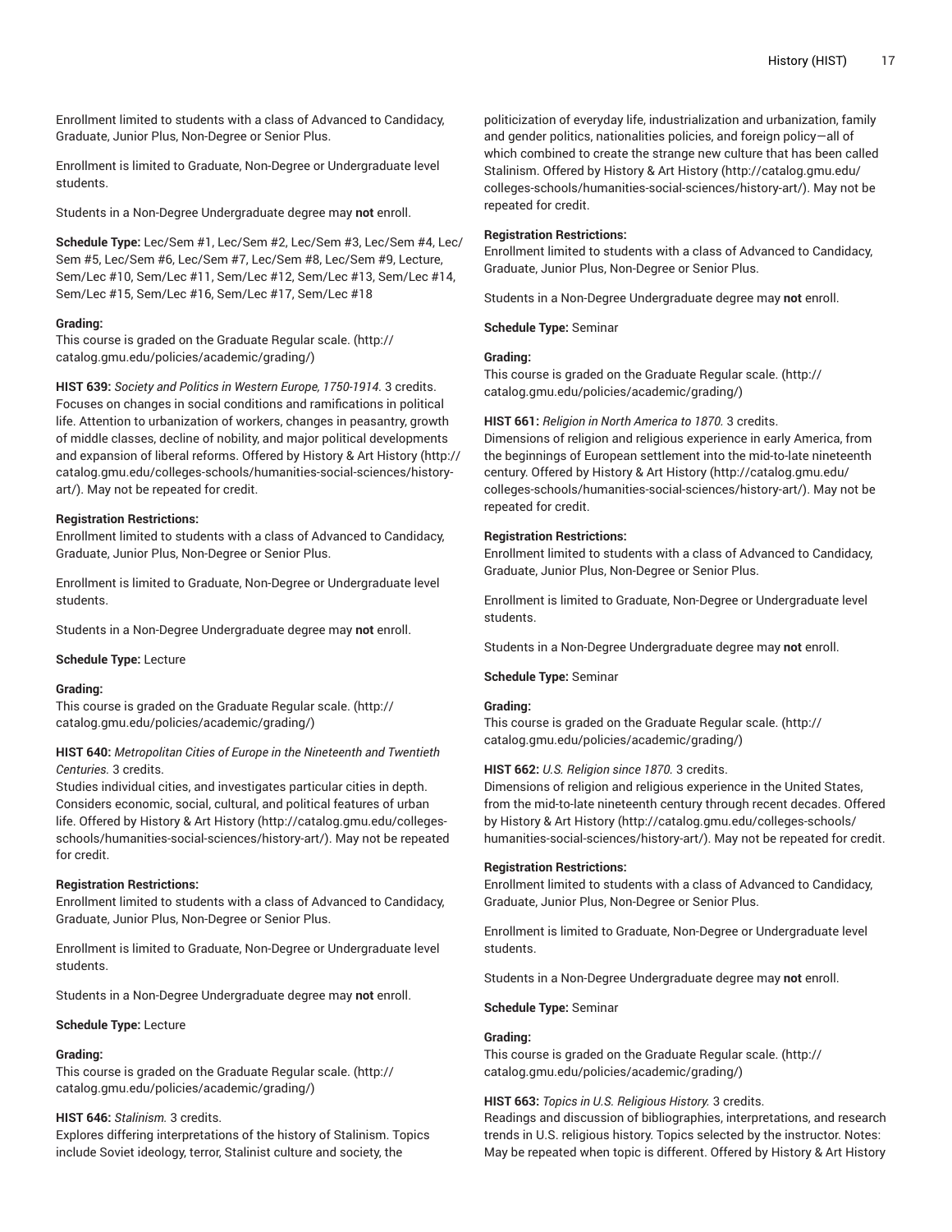Enrollment limited to students with a class of Advanced to Candidacy, Graduate, Junior Plus, Non-Degree or Senior Plus.

Enrollment is limited to Graduate, Non-Degree or Undergraduate level students.

Students in a Non-Degree Undergraduate degree may **not** enroll.

**Schedule Type:** Lec/Sem #1, Lec/Sem #2, Lec/Sem #3, Lec/Sem #4, Lec/Sem #5, Lec/Sem #6, Lec/Sem #7, Lec/Sem #8, Lec/Sem #9, Lecture, Sem/Lec #10, Sem/Lec #11, Sem/Lec #12, Sem/Lec #13, Sem/Lec #14, Sem/Lec #15, Sem/Lec #16, Sem/Lec #17, Sem/Lec #18

**Grading:**
This course is graded on the Graduate Regular scale. (http://catalog.gmu.edu/policies/academic/grading/)

**HIST 639:** *Society and Politics in Western Europe, 1750-1914.* 3 credits.
Focuses on changes in social conditions and ramifications in political life. Attention to urbanization of workers, changes in peasantry, growth of middle classes, decline of nobility, and major political developments and expansion of liberal reforms. Offered by History & Art History (http://catalog.gmu.edu/colleges-schools/humanities-social-sciences/history-art/). May not be repeated for credit.

**Registration Restrictions:**
Enrollment limited to students with a class of Advanced to Candidacy, Graduate, Junior Plus, Non-Degree or Senior Plus.

Enrollment is limited to Graduate, Non-Degree or Undergraduate level students.

Students in a Non-Degree Undergraduate degree may **not** enroll.

**Schedule Type:** Lecture

**Grading:**
This course is graded on the Graduate Regular scale. (http://catalog.gmu.edu/policies/academic/grading/)

**HIST 640:** *Metropolitan Cities of Europe in the Nineteenth and Twentieth Centuries.* 3 credits.
Studies individual cities, and investigates particular cities in depth. Considers economic, social, cultural, and political features of urban life. Offered by History & Art History (http://catalog.gmu.edu/colleges-schools/humanities-social-sciences/history-art/). May not be repeated for credit.

**Registration Restrictions:**
Enrollment limited to students with a class of Advanced to Candidacy, Graduate, Junior Plus, Non-Degree or Senior Plus.

Enrollment is limited to Graduate, Non-Degree or Undergraduate level students.

Students in a Non-Degree Undergraduate degree may **not** enroll.

**Schedule Type:** Lecture

**Grading:**
This course is graded on the Graduate Regular scale. (http://catalog.gmu.edu/policies/academic/grading/)

**HIST 646:** *Stalinism.* 3 credits.
Explores differing interpretations of the history of Stalinism. Topics include Soviet ideology, terror, Stalinist culture and society, the politicization of everyday life, industrialization and urbanization, family and gender politics, nationalities policies, and foreign policy—all of which combined to create the strange new culture that has been called Stalinism. Offered by History & Art History (http://catalog.gmu.edu/colleges-schools/humanities-social-sciences/history-art/). May not be repeated for credit.

**Registration Restrictions:**
Enrollment limited to students with a class of Advanced to Candidacy, Graduate, Junior Plus, Non-Degree or Senior Plus.

Students in a Non-Degree Undergraduate degree may **not** enroll.

**Schedule Type:** Seminar

**Grading:**
This course is graded on the Graduate Regular scale. (http://catalog.gmu.edu/policies/academic/grading/)

**HIST 661:** *Religion in North America to 1870.* 3 credits.
Dimensions of religion and religious experience in early America, from the beginnings of European settlement into the mid-to-late nineteenth century. Offered by History & Art History (http://catalog.gmu.edu/colleges-schools/humanities-social-sciences/history-art/). May not be repeated for credit.

**Registration Restrictions:**
Enrollment limited to students with a class of Advanced to Candidacy, Graduate, Junior Plus, Non-Degree or Senior Plus.

Enrollment is limited to Graduate, Non-Degree or Undergraduate level students.

Students in a Non-Degree Undergraduate degree may **not** enroll.

**Schedule Type:** Seminar

**Grading:**
This course is graded on the Graduate Regular scale. (http://catalog.gmu.edu/policies/academic/grading/)

**HIST 662:** *U.S. Religion since 1870.* 3 credits.
Dimensions of religion and religious experience in the United States, from the mid-to-late nineteenth century through recent decades. Offered by History & Art History (http://catalog.gmu.edu/colleges-schools/humanities-social-sciences/history-art/). May not be repeated for credit.

**Registration Restrictions:**
Enrollment limited to students with a class of Advanced to Candidacy, Graduate, Junior Plus, Non-Degree or Senior Plus.

Enrollment is limited to Graduate, Non-Degree or Undergraduate level students.

Students in a Non-Degree Undergraduate degree may **not** enroll.

**Schedule Type:** Seminar

**Grading:**
This course is graded on the Graduate Regular scale. (http://catalog.gmu.edu/policies/academic/grading/)

**HIST 663:** *Topics in U.S. Religious History.* 3 credits.
Readings and discussion of bibliographies, interpretations, and research trends in U.S. religious history. Topics selected by the instructor. Notes: May be repeated when topic is different. Offered by History & Art History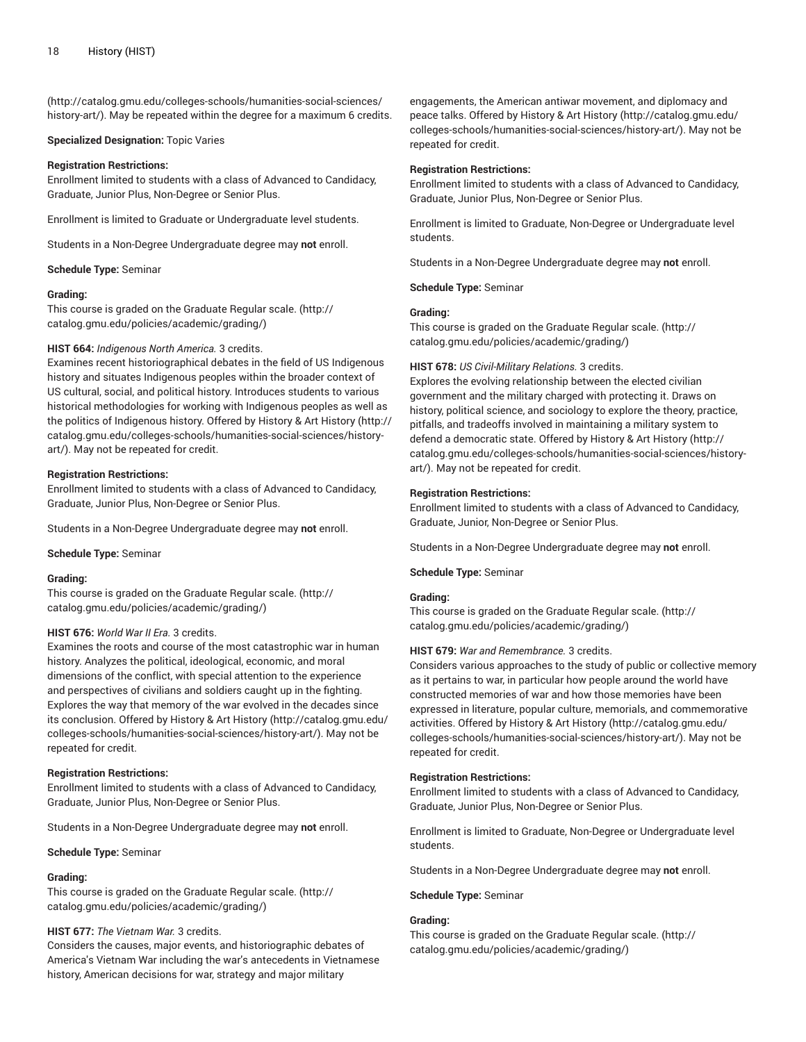(http://catalog.gmu.edu/colleges-schools/humanities-social-sciences/history-art/). May be repeated within the degree for a maximum 6 credits.

**Specialized Designation:** Topic Varies

**Registration Restrictions:**
Enrollment limited to students with a class of Advanced to Candidacy, Graduate, Junior Plus, Non-Degree or Senior Plus.

Enrollment is limited to Graduate or Undergraduate level students.

Students in a Non-Degree Undergraduate degree may **not** enroll.

**Schedule Type:** Seminar

**Grading:**
This course is graded on the Graduate Regular scale. (http://catalog.gmu.edu/policies/academic/grading/)

**HIST 664:** *Indigenous North America.* 3 credits.
Examines recent historiographical debates in the field of US Indigenous history and situates Indigenous peoples within the broader context of US cultural, social, and political history. Introduces students to various historical methodologies for working with Indigenous peoples as well as the politics of Indigenous history. Offered by History & Art History (http://catalog.gmu.edu/colleges-schools/humanities-social-sciences/history-art/). May not be repeated for credit.

**Registration Restrictions:**
Enrollment limited to students with a class of Advanced to Candidacy, Graduate, Junior Plus, Non-Degree or Senior Plus.

Students in a Non-Degree Undergraduate degree may **not** enroll.

**Schedule Type:** Seminar

**Grading:**
This course is graded on the Graduate Regular scale. (http://catalog.gmu.edu/policies/academic/grading/)

**HIST 676:** *World War II Era.* 3 credits.
Examines the roots and course of the most catastrophic war in human history. Analyzes the political, ideological, economic, and moral dimensions of the conflict, with special attention to the experience and perspectives of civilians and soldiers caught up in the fighting. Explores the way that memory of the war evolved in the decades since its conclusion. Offered by History & Art History (http://catalog.gmu.edu/colleges-schools/humanities-social-sciences/history-art/). May not be repeated for credit.

**Registration Restrictions:**
Enrollment limited to students with a class of Advanced to Candidacy, Graduate, Junior Plus, Non-Degree or Senior Plus.

Students in a Non-Degree Undergraduate degree may **not** enroll.

**Schedule Type:** Seminar

**Grading:**
This course is graded on the Graduate Regular scale. (http://catalog.gmu.edu/policies/academic/grading/)

**HIST 677:** *The Vietnam War.* 3 credits.
Considers the causes, major events, and historiographic debates of America's Vietnam War including the war's antecedents in Vietnamese history, American decisions for war, strategy and major military engagements, the American antiwar movement, and diplomacy and peace talks. Offered by History & Art History (http://catalog.gmu.edu/colleges-schools/humanities-social-sciences/history-art/). May not be repeated for credit.

**Registration Restrictions:**
Enrollment limited to students with a class of Advanced to Candidacy, Graduate, Junior Plus, Non-Degree or Senior Plus.

Enrollment is limited to Graduate, Non-Degree or Undergraduate level students.

Students in a Non-Degree Undergraduate degree may **not** enroll.

**Schedule Type:** Seminar

**Grading:**
This course is graded on the Graduate Regular scale. (http://catalog.gmu.edu/policies/academic/grading/)

**HIST 678:** *US Civil-Military Relations.* 3 credits.
Explores the evolving relationship between the elected civilian government and the military charged with protecting it. Draws on history, political science, and sociology to explore the theory, practice, pitfalls, and tradeoffs involved in maintaining a military system to defend a democratic state. Offered by History & Art History (http://catalog.gmu.edu/colleges-schools/humanities-social-sciences/history-art/). May not be repeated for credit.

**Registration Restrictions:**
Enrollment limited to students with a class of Advanced to Candidacy, Graduate, Junior, Non-Degree or Senior Plus.

Students in a Non-Degree Undergraduate degree may **not** enroll.

**Schedule Type:** Seminar

**Grading:**
This course is graded on the Graduate Regular scale. (http://catalog.gmu.edu/policies/academic/grading/)

**HIST 679:** *War and Remembrance.* 3 credits.
Considers various approaches to the study of public or collective memory as it pertains to war, in particular how people around the world have constructed memories of war and how those memories have been expressed in literature, popular culture, memorials, and commemorative activities. Offered by History & Art History (http://catalog.gmu.edu/colleges-schools/humanities-social-sciences/history-art/). May not be repeated for credit.

**Registration Restrictions:**
Enrollment limited to students with a class of Advanced to Candidacy, Graduate, Junior Plus, Non-Degree or Senior Plus.

Enrollment is limited to Graduate, Non-Degree or Undergraduate level students.

Students in a Non-Degree Undergraduate degree may **not** enroll.

**Schedule Type:** Seminar

**Grading:**
This course is graded on the Graduate Regular scale. (http://catalog.gmu.edu/policies/academic/grading/)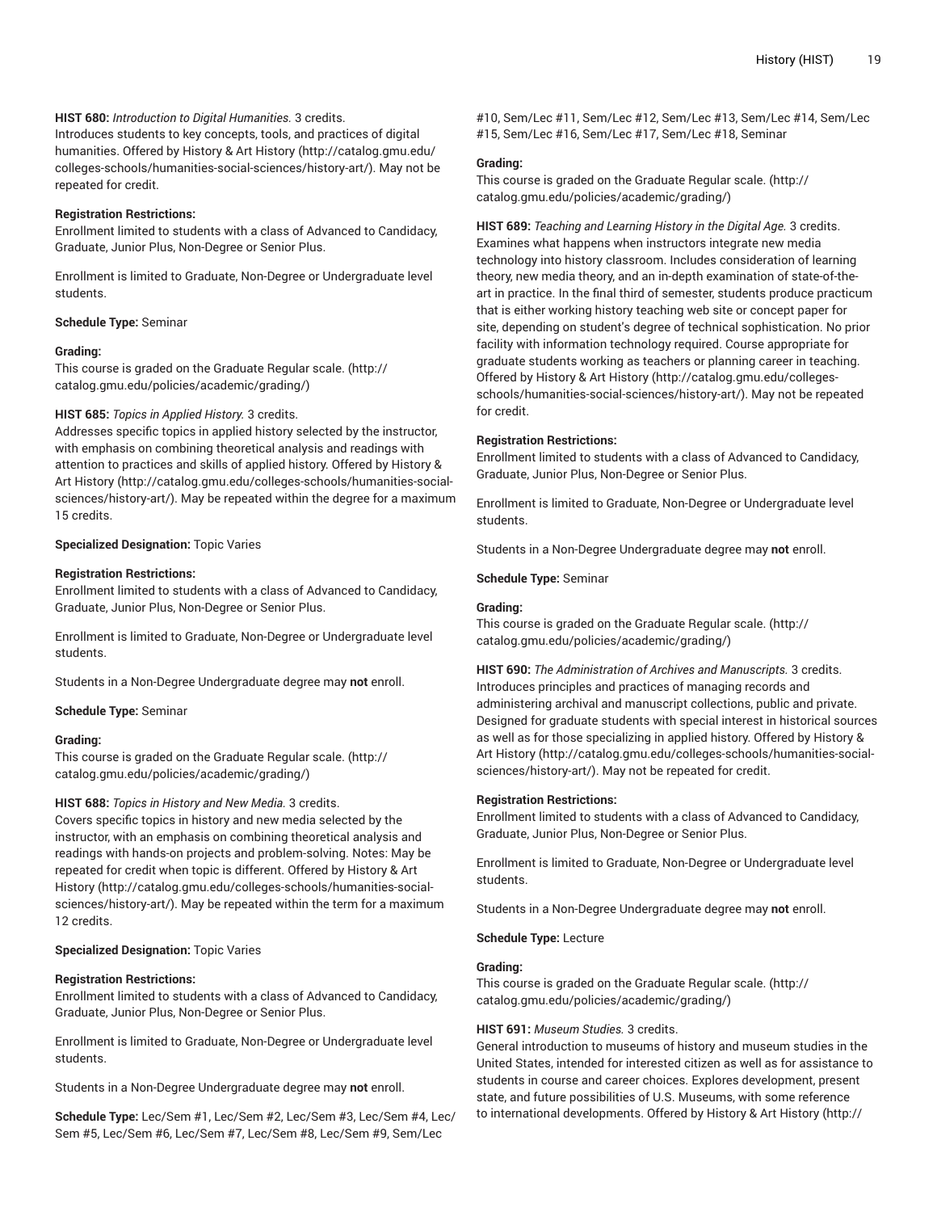**HIST 680:** *Introduction to Digital Humanities.* 3 credits.
Introduces students to key concepts, tools, and practices of digital humanities. Offered by History & Art History (http://catalog.gmu.edu/colleges-schools/humanities-social-sciences/history-art/). May not be repeated for credit.

**Registration Restrictions:**
Enrollment limited to students with a class of Advanced to Candidacy, Graduate, Junior Plus, Non-Degree or Senior Plus.

Enrollment is limited to Graduate, Non-Degree or Undergraduate level students.

**Schedule Type:** Seminar

**Grading:**
This course is graded on the Graduate Regular scale. (http://catalog.gmu.edu/policies/academic/grading/)

**HIST 685:** *Topics in Applied History.* 3 credits.
Addresses specific topics in applied history selected by the instructor, with emphasis on combining theoretical analysis and readings with attention to practices and skills of applied history. Offered by History & Art History (http://catalog.gmu.edu/colleges-schools/humanities-social-sciences/history-art/). May be repeated within the degree for a maximum 15 credits.

**Specialized Designation:** Topic Varies

**Registration Restrictions:**
Enrollment limited to students with a class of Advanced to Candidacy, Graduate, Junior Plus, Non-Degree or Senior Plus.

Enrollment is limited to Graduate, Non-Degree or Undergraduate level students.

Students in a Non-Degree Undergraduate degree may **not** enroll.

**Schedule Type:** Seminar

**Grading:**
This course is graded on the Graduate Regular scale. (http://catalog.gmu.edu/policies/academic/grading/)

**HIST 688:** *Topics in History and New Media.* 3 credits.
Covers specific topics in history and new media selected by the instructor, with an emphasis on combining theoretical analysis and readings with hands-on projects and problem-solving. Notes: May be repeated for credit when topic is different. Offered by History & Art History (http://catalog.gmu.edu/colleges-schools/humanities-social-sciences/history-art/). May be repeated within the term for a maximum 12 credits.

**Specialized Designation:** Topic Varies

**Registration Restrictions:**
Enrollment limited to students with a class of Advanced to Candidacy, Graduate, Junior Plus, Non-Degree or Senior Plus.

Enrollment is limited to Graduate, Non-Degree or Undergraduate level students.

Students in a Non-Degree Undergraduate degree may **not** enroll.

**Schedule Type:** Lec/Sem #1, Lec/Sem #2, Lec/Sem #3, Lec/Sem #4, Lec/Sem #5, Lec/Sem #6, Lec/Sem #7, Lec/Sem #8, Lec/Sem #9, Sem/Lec #10, Sem/Lec #11, Sem/Lec #12, Sem/Lec #13, Sem/Lec #14, Sem/Lec #15, Sem/Lec #16, Sem/Lec #17, Sem/Lec #18, Seminar

**Grading:**
This course is graded on the Graduate Regular scale. (http://catalog.gmu.edu/policies/academic/grading/)

**HIST 689:** *Teaching and Learning History in the Digital Age.* 3 credits.
Examines what happens when instructors integrate new media technology into history classroom. Includes consideration of learning theory, new media theory, and an in-depth examination of state-of-the-art in practice. In the final third of semester, students produce practicum that is either working history teaching web site or concept paper for site, depending on student's degree of technical sophistication. No prior facility with information technology required. Course appropriate for graduate students working as teachers or planning career in teaching. Offered by History & Art History (http://catalog.gmu.edu/colleges-schools/humanities-social-sciences/history-art/). May not be repeated for credit.

**Registration Restrictions:**
Enrollment limited to students with a class of Advanced to Candidacy, Graduate, Junior Plus, Non-Degree or Senior Plus.

Enrollment is limited to Graduate, Non-Degree or Undergraduate level students.

Students in a Non-Degree Undergraduate degree may **not** enroll.

**Schedule Type:** Seminar

**Grading:**
This course is graded on the Graduate Regular scale. (http://catalog.gmu.edu/policies/academic/grading/)

**HIST 690:** *The Administration of Archives and Manuscripts.* 3 credits.
Introduces principles and practices of managing records and administering archival and manuscript collections, public and private. Designed for graduate students with special interest in historical sources as well as for those specializing in applied history. Offered by History & Art History (http://catalog.gmu.edu/colleges-schools/humanities-social-sciences/history-art/). May not be repeated for credit.

**Registration Restrictions:**
Enrollment limited to students with a class of Advanced to Candidacy, Graduate, Junior Plus, Non-Degree or Senior Plus.

Enrollment is limited to Graduate, Non-Degree or Undergraduate level students.

Students in a Non-Degree Undergraduate degree may **not** enroll.

**Schedule Type:** Lecture

**Grading:**
This course is graded on the Graduate Regular scale. (http://catalog.gmu.edu/policies/academic/grading/)

**HIST 691:** *Museum Studies.* 3 credits.
General introduction to museums of history and museum studies in the United States, intended for interested citizen as well as for assistance to students in course and career choices. Explores development, present state, and future possibilities of U.S. Museums, with some reference to international developments. Offered by History & Art History (http://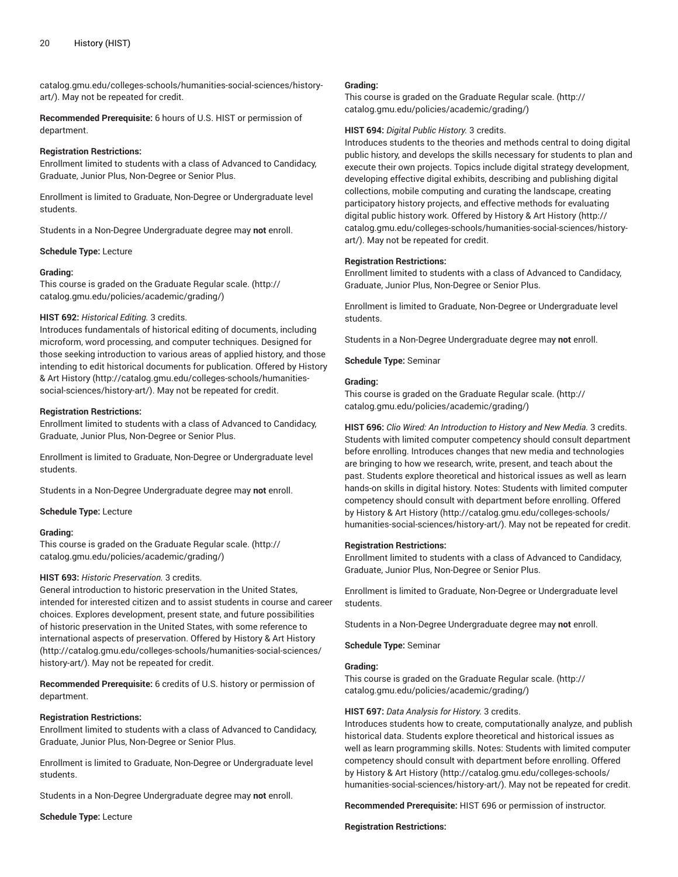catalog.gmu.edu/colleges-schools/humanities-social-sciences/history-art/). May not be repeated for credit.

**Recommended Prerequisite:** 6 hours of U.S. HIST or permission of department.

**Registration Restrictions:**
Enrollment limited to students with a class of Advanced to Candidacy, Graduate, Junior Plus, Non-Degree or Senior Plus.

Enrollment is limited to Graduate, Non-Degree or Undergraduate level students.

Students in a Non-Degree Undergraduate degree may **not** enroll.

**Schedule Type:** Lecture

**Grading:**
This course is graded on the Graduate Regular scale. (http://catalog.gmu.edu/policies/academic/grading/)

**HIST 692:** *Historical Editing.* 3 credits.
Introduces fundamentals of historical editing of documents, including microform, word processing, and computer techniques. Designed for those seeking introduction to various areas of applied history, and those intending to edit historical documents for publication. Offered by History & Art History (http://catalog.gmu.edu/colleges-schools/humanities-social-sciences/history-art/). May not be repeated for credit.

**Registration Restrictions:**
Enrollment limited to students with a class of Advanced to Candidacy, Graduate, Junior Plus, Non-Degree or Senior Plus.

Enrollment is limited to Graduate, Non-Degree or Undergraduate level students.

Students in a Non-Degree Undergraduate degree may **not** enroll.

**Schedule Type:** Lecture

**Grading:**
This course is graded on the Graduate Regular scale. (http://catalog.gmu.edu/policies/academic/grading/)

**HIST 693:** *Historic Preservation.* 3 credits.
General introduction to historic preservation in the United States, intended for interested citizen and to assist students in course and career choices. Explores development, present state, and future possibilities of historic preservation in the United States, with some reference to international aspects of preservation. Offered by History & Art History (http://catalog.gmu.edu/colleges-schools/humanities-social-sciences/history-art/). May not be repeated for credit.

**Recommended Prerequisite:** 6 credits of U.S. history or permission of department.

**Registration Restrictions:**
Enrollment limited to students with a class of Advanced to Candidacy, Graduate, Junior Plus, Non-Degree or Senior Plus.

Enrollment is limited to Graduate, Non-Degree or Undergraduate level students.

Students in a Non-Degree Undergraduate degree may **not** enroll.

**Schedule Type:** Lecture

**Grading:**
This course is graded on the Graduate Regular scale. (http://catalog.gmu.edu/policies/academic/grading/)

**HIST 694:** *Digital Public History.* 3 credits.
Introduces students to the theories and methods central to doing digital public history, and develops the skills necessary for students to plan and execute their own projects. Topics include digital strategy development, developing effective digital exhibits, describing and publishing digital collections, mobile computing and curating the landscape, creating participatory history projects, and effective methods for evaluating digital public history work. Offered by History & Art History (http://catalog.gmu.edu/colleges-schools/humanities-social-sciences/history-art/). May not be repeated for credit.

**Registration Restrictions:**
Enrollment limited to students with a class of Advanced to Candidacy, Graduate, Junior Plus, Non-Degree or Senior Plus.

Enrollment is limited to Graduate, Non-Degree or Undergraduate level students.

Students in a Non-Degree Undergraduate degree may **not** enroll.

**Schedule Type:** Seminar

**Grading:**
This course is graded on the Graduate Regular scale. (http://catalog.gmu.edu/policies/academic/grading/)

**HIST 696:** *Clio Wired: An Introduction to History and New Media.* 3 credits.
Students with limited computer competency should consult department before enrolling. Introduces changes that new media and technologies are bringing to how we research, write, present, and teach about the past. Students explore theoretical and historical issues as well as learn hands-on skills in digital history. Notes: Students with limited computer competency should consult with department before enrolling. Offered by History & Art History (http://catalog.gmu.edu/colleges-schools/humanities-social-sciences/history-art/). May not be repeated for credit.

**Registration Restrictions:**
Enrollment limited to students with a class of Advanced to Candidacy, Graduate, Junior Plus, Non-Degree or Senior Plus.

Enrollment is limited to Graduate, Non-Degree or Undergraduate level students.

Students in a Non-Degree Undergraduate degree may **not** enroll.

**Schedule Type:** Seminar

**Grading:**
This course is graded on the Graduate Regular scale. (http://catalog.gmu.edu/policies/academic/grading/)

**HIST 697:** *Data Analysis for History.* 3 credits.
Introduces students how to create, computationally analyze, and publish historical data. Students explore theoretical and historical issues as well as learn programming skills. Notes: Students with limited computer competency should consult with department before enrolling. Offered by History & Art History (http://catalog.gmu.edu/colleges-schools/humanities-social-sciences/history-art/). May not be repeated for credit.

**Recommended Prerequisite:** HIST 696 or permission of instructor.

**Registration Restrictions:**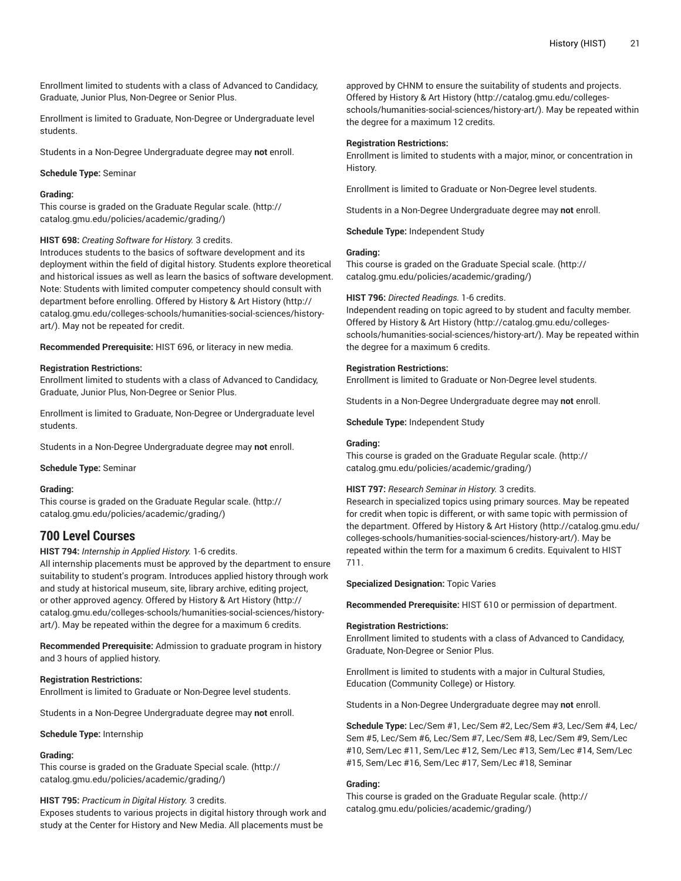Enrollment limited to students with a class of Advanced to Candidacy, Graduate, Junior Plus, Non-Degree or Senior Plus.

Enrollment is limited to Graduate, Non-Degree or Undergraduate level students.

Students in a Non-Degree Undergraduate degree may **not** enroll.

**Schedule Type:** Seminar

**Grading:**
This course is graded on the Graduate Regular scale. (http://catalog.gmu.edu/policies/academic/grading/)

**HIST 698:** *Creating Software for History.* 3 credits.
Introduces students to the basics of software development and its deployment within the field of digital history. Students explore theoretical and historical issues as well as learn the basics of software development. Note: Students with limited computer competency should consult with department before enrolling. Offered by History & Art History (http://catalog.gmu.edu/colleges-schools/humanities-social-sciences/history-art/). May not be repeated for credit.

**Recommended Prerequisite:** HIST 696, or literacy in new media.

**Registration Restrictions:**
Enrollment limited to students with a class of Advanced to Candidacy, Graduate, Junior Plus, Non-Degree or Senior Plus.

Enrollment is limited to Graduate, Non-Degree or Undergraduate level students.

Students in a Non-Degree Undergraduate degree may **not** enroll.

**Schedule Type:** Seminar

**Grading:**
This course is graded on the Graduate Regular scale. (http://catalog.gmu.edu/policies/academic/grading/)

## 700 Level Courses

**HIST 794:** *Internship in Applied History.* 1-6 credits.
All internship placements must be approved by the department to ensure suitability to student's program. Introduces applied history through work and study at historical museum, site, library archive, editing project, or other approved agency. Offered by History & Art History (http://catalog.gmu.edu/colleges-schools/humanities-social-sciences/history-art/). May be repeated within the degree for a maximum 6 credits.

**Recommended Prerequisite:** Admission to graduate program in history and 3 hours of applied history.

**Registration Restrictions:**
Enrollment is limited to Graduate or Non-Degree level students.

Students in a Non-Degree Undergraduate degree may **not** enroll.

**Schedule Type:** Internship

**Grading:**
This course is graded on the Graduate Special scale. (http://catalog.gmu.edu/policies/academic/grading/)

**HIST 795:** *Practicum in Digital History.* 3 credits.
Exposes students to various projects in digital history through work and study at the Center for History and New Media. All placements must be approved by CHNM to ensure the suitability of students and projects. Offered by History & Art History (http://catalog.gmu.edu/colleges-schools/humanities-social-sciences/history-art/). May be repeated within the degree for a maximum 12 credits.

**Registration Restrictions:**
Enrollment is limited to students with a major, minor, or concentration in History.

Enrollment is limited to Graduate or Non-Degree level students.

Students in a Non-Degree Undergraduate degree may **not** enroll.

**Schedule Type:** Independent Study

**Grading:**
This course is graded on the Graduate Special scale. (http://catalog.gmu.edu/policies/academic/grading/)

**HIST 796:** *Directed Readings.* 1-6 credits.
Independent reading on topic agreed to by student and faculty member. Offered by History & Art History (http://catalog.gmu.edu/colleges-schools/humanities-social-sciences/history-art/). May be repeated within the degree for a maximum 6 credits.

**Registration Restrictions:**
Enrollment is limited to Graduate or Non-Degree level students.

Students in a Non-Degree Undergraduate degree may **not** enroll.

**Schedule Type:** Independent Study

**Grading:**
This course is graded on the Graduate Regular scale. (http://catalog.gmu.edu/policies/academic/grading/)

**HIST 797:** *Research Seminar in History.* 3 credits.
Research in specialized topics using primary sources. May be repeated for credit when topic is different, or with same topic with permission of the department. Offered by History & Art History (http://catalog.gmu.edu/colleges-schools/humanities-social-sciences/history-art/). May be repeated within the term for a maximum 6 credits. Equivalent to HIST 711.

**Specialized Designation:** Topic Varies

**Recommended Prerequisite:** HIST 610 or permission of department.

**Registration Restrictions:**
Enrollment limited to students with a class of Advanced to Candidacy, Graduate, Non-Degree or Senior Plus.

Enrollment is limited to students with a major in Cultural Studies, Education (Community College) or History.

Students in a Non-Degree Undergraduate degree may **not** enroll.

**Schedule Type:** Lec/Sem #1, Lec/Sem #2, Lec/Sem #3, Lec/Sem #4, Lec/Sem #5, Lec/Sem #6, Lec/Sem #7, Lec/Sem #8, Lec/Sem #9, Sem/Lec #10, Sem/Lec #11, Sem/Lec #12, Sem/Lec #13, Sem/Lec #14, Sem/Lec #15, Sem/Lec #16, Sem/Lec #17, Sem/Lec #18, Seminar

**Grading:**
This course is graded on the Graduate Regular scale. (http://catalog.gmu.edu/policies/academic/grading/)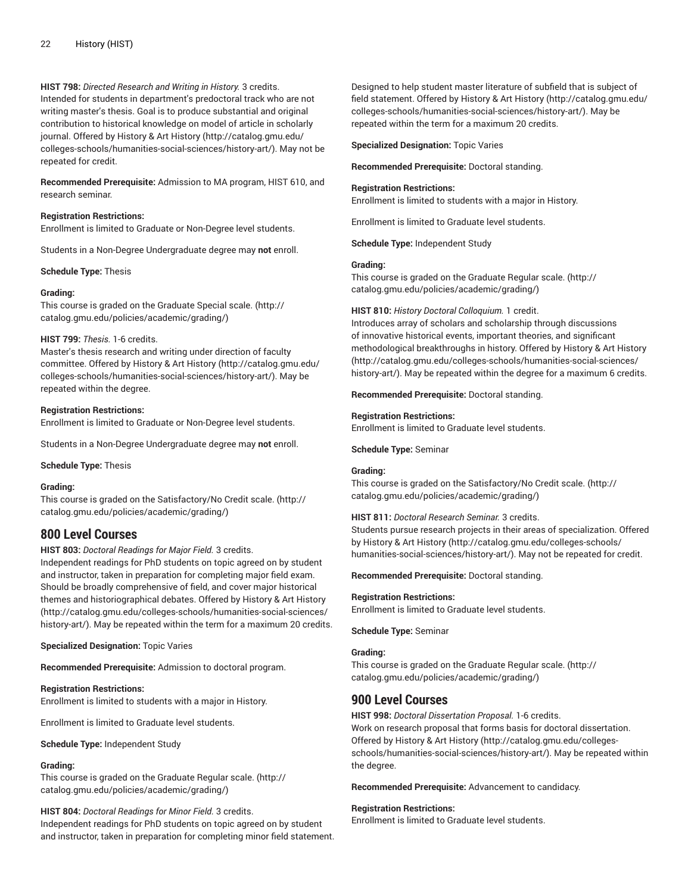**HIST 798:** *Directed Research and Writing in History.* 3 credits.
Intended for students in department's predoctoral track who are not writing master's thesis. Goal is to produce substantial and original contribution to historical knowledge on model of article in scholarly journal. Offered by History & Art History (http://catalog.gmu.edu/colleges-schools/humanities-social-sciences/history-art/). May not be repeated for credit.

**Recommended Prerequisite:** Admission to MA program, HIST 610, and research seminar.

**Registration Restrictions:**
Enrollment is limited to Graduate or Non-Degree level students.

Students in a Non-Degree Undergraduate degree may **not** enroll.

**Schedule Type:** Thesis

**Grading:**
This course is graded on the Graduate Special scale. (http://catalog.gmu.edu/policies/academic/grading/)

**HIST 799:** *Thesis.* 1-6 credits.
Master's thesis research and writing under direction of faculty committee. Offered by History & Art History (http://catalog.gmu.edu/colleges-schools/humanities-social-sciences/history-art/). May be repeated within the degree.

**Registration Restrictions:**
Enrollment is limited to Graduate or Non-Degree level students.

Students in a Non-Degree Undergraduate degree may **not** enroll.

**Schedule Type:** Thesis

**Grading:**
This course is graded on the Satisfactory/No Credit scale. (http://catalog.gmu.edu/policies/academic/grading/)

## 800 Level Courses

**HIST 803:** *Doctoral Readings for Major Field.* 3 credits.
Independent readings for PhD students on topic agreed on by student and instructor, taken in preparation for completing major field exam. Should be broadly comprehensive of field, and cover major historical themes and historiographical debates. Offered by History & Art History (http://catalog.gmu.edu/colleges-schools/humanities-social-sciences/history-art/). May be repeated within the term for a maximum 20 credits.

**Specialized Designation:** Topic Varies

**Recommended Prerequisite:** Admission to doctoral program.

**Registration Restrictions:**
Enrollment is limited to students with a major in History.

Enrollment is limited to Graduate level students.

**Schedule Type:** Independent Study

**Grading:**
This course is graded on the Graduate Regular scale. (http://catalog.gmu.edu/policies/academic/grading/)

**HIST 804:** *Doctoral Readings for Minor Field.* 3 credits.
Independent readings for PhD students on topic agreed on by student and instructor, taken in preparation for completing minor field statement. Designed to help student master literature of subfield that is subject of field statement. Offered by History & Art History (http://catalog.gmu.edu/colleges-schools/humanities-social-sciences/history-art/). May be repeated within the term for a maximum 20 credits.

**Specialized Designation:** Topic Varies

**Recommended Prerequisite:** Doctoral standing.

**Registration Restrictions:**
Enrollment is limited to students with a major in History.

Enrollment is limited to Graduate level students.

**Schedule Type:** Independent Study

**Grading:**
This course is graded on the Graduate Regular scale. (http://catalog.gmu.edu/policies/academic/grading/)

**HIST 810:** *History Doctoral Colloquium.* 1 credit.
Introduces array of scholars and scholarship through discussions of innovative historical events, important theories, and significant methodological breakthroughs in history. Offered by History & Art History (http://catalog.gmu.edu/colleges-schools/humanities-social-sciences/history-art/). May be repeated within the degree for a maximum 6 credits.

**Recommended Prerequisite:** Doctoral standing.

**Registration Restrictions:**
Enrollment is limited to Graduate level students.

**Schedule Type:** Seminar

**Grading:**
This course is graded on the Satisfactory/No Credit scale. (http://catalog.gmu.edu/policies/academic/grading/)

**HIST 811:** *Doctoral Research Seminar.* 3 credits.
Students pursue research projects in their areas of specialization. Offered by History & Art History (http://catalog.gmu.edu/colleges-schools/humanities-social-sciences/history-art/). May not be repeated for credit.

**Recommended Prerequisite:** Doctoral standing.

**Registration Restrictions:**
Enrollment is limited to Graduate level students.

**Schedule Type:** Seminar

**Grading:**
This course is graded on the Graduate Regular scale. (http://catalog.gmu.edu/policies/academic/grading/)

## 900 Level Courses

**HIST 998:** *Doctoral Dissertation Proposal.* 1-6 credits.
Work on research proposal that forms basis for doctoral dissertation. Offered by History & Art History (http://catalog.gmu.edu/colleges-schools/humanities-social-sciences/history-art/). May be repeated within the degree.

**Recommended Prerequisite:** Advancement to candidacy.

**Registration Restrictions:**
Enrollment is limited to Graduate level students.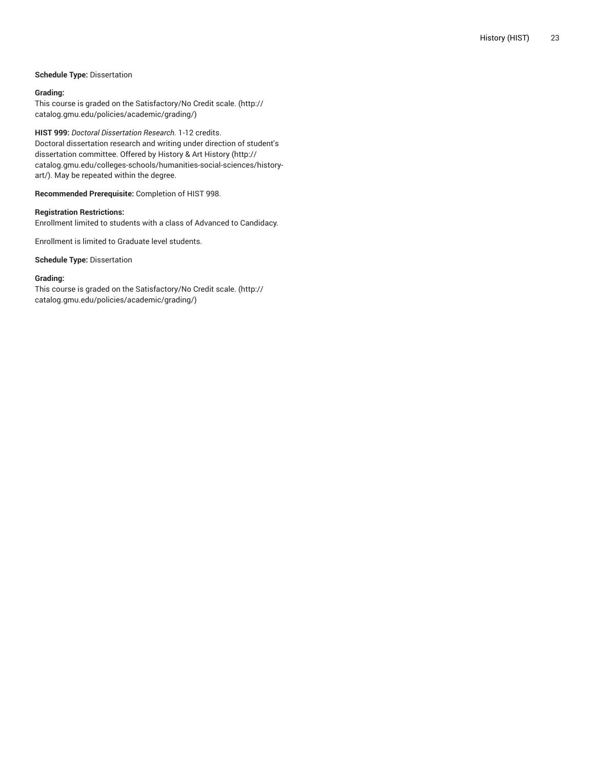**Schedule Type:** Dissertation

**Grading:**
This course is graded on the Satisfactory/No Credit scale. (http://catalog.gmu.edu/policies/academic/grading/)

**HIST 999:** *Doctoral Dissertation Research.* 1-12 credits.
Doctoral dissertation research and writing under direction of student's dissertation committee. Offered by History & Art History (http://catalog.gmu.edu/colleges-schools/humanities-social-sciences/history-art/). May be repeated within the degree.

**Recommended Prerequisite:** Completion of HIST 998.

**Registration Restrictions:**
Enrollment limited to students with a class of Advanced to Candidacy.

Enrollment is limited to Graduate level students.

**Schedule Type:** Dissertation

**Grading:**
This course is graded on the Satisfactory/No Credit scale. (http://catalog.gmu.edu/policies/academic/grading/)